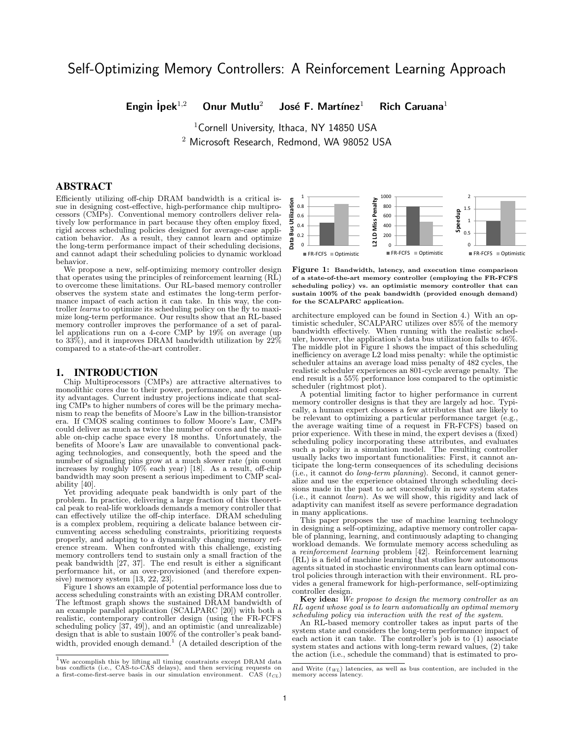# Self-Optimizing Memory Controllers: A Reinforcement Learning Approach

**Engin İpek**[1,2] **Onur Mutlu**[2] **José F. Martínez**[1] **Rich Caruana**[1]

[1]Cornell University, Ithaca, NY 14850 USA

[2] Microsoft Research, Redmond, WA 98052 USA

## ABSTRACT

Efficiently utilizing off-chip DRAM bandwidth is a critical issue in designing cost-effective, high-performance chip multiprocessors (CMPs). Conventional memory controllers deliver relatively low performance in part because they often employ fixed, rigid access scheduling policies designed for average-case application behavior. As a result, they cannot learn and optimize the long-term performance impact of their scheduling decisions, and cannot adapt their scheduling policies to dynamic workload behavior.

We propose a new, self-optimizing memory controller design that operates using the principles of reinforcement learning (RL) to overcome these limitations. Our RL-based memory controller observes the system state and estimates the long-term performance impact of each action it can take. In this way, the controller *learns* to optimize its scheduling policy on the fly to maximize long-term performance. Our results show that an RL-based memory controller improves the performance of a set of parallel applications run on a 4-core CMP by 19% on average (up to 33%), and it improves DRAM bandwidth utilization by 22% compared to a state-of-the-art controller.

## 1. INTRODUCTION

Chip Multiprocessors (CMPs) are attractive alternatives to monolithic cores due to their power, performance, and complexity advantages. Current industry projections indicate that scaling CMPs to higher numbers of cores will be the primary mechanism to reap the benefits of Moore's Law in the billion-transistor era. If CMOS scaling continues to follow Moore's Law, CMPs could deliver as much as twice the number of cores and the available on-chip cache space every 18 months. Unfortunately, the benefits of Moore's Law are unavailable to conventional packaging technologies, and consequently, both the speed and the number of signaling pins grow at a much slower rate (pin count increases by roughly 10% each year) [18]. As a result, off-chip bandwidth may soon present a serious impediment to CMP scalability [40].

Yet providing adequate peak bandwidth is only part of the problem. In practice, delivering a large fraction of this theoretical peak to real-life workloads demands a memory controller that can effectively utilize the off-chip interface. DRAM scheduling is a complex problem, requiring a delicate balance between circumventing access scheduling constraints, prioritizing requests properly, and adapting to a dynamically changing memory reference stream. When confronted with this challenge, existing memory controllers tend to sustain only a small fraction of the peak bandwidth [27, 37]. The end result is either a significant performance hit, or an over-provisioned (and therefore expensive) memory system [13, 22, 23].

Figure 1 shows an example of potential performance loss due to access scheduling constraints with an existing DRAM controller. The leftmost graph shows the sustained DRAM bandwidth of an example parallel application (SCALPARC [20]) with both a realistic, contemporary controller design (using the FR-FCFS scheduling policy [37, 49]), and an optimistic (and unrealizable) design that is able to sustain 100% of the controller's peak bandwidth, provided enough demand.[1] (A detailed description of the architecture employed can be found in Section 4.) With an optimistic scheduler, SCALPARC utilizes over 85% of the memory bandwidth effectively. When running with the realistic scheduler, however, the application's data bus utilization falls to 46%. The middle plot in Figure 1 shows the impact of this scheduling inefficiency on average L2 load miss penalty: while the optimistic scheduler attains an average load miss penalty of 482 cycles, the realistic scheduler experiences an 801-cycle average penalty. The end result is a 55% performance loss compared to the optimistic scheduler (rightmost plot).

Data Bus Utilization
1
0.8
0.6
0.4
0.2
0
FR-FCFS Optimistic

L2 LD Miss Penalty
1000
800
600
400
200
0
FR-FCFS Optimistic

Speedup
2
1.5
1
0.5
0
FR-FCFS Optimistic

**Figure 1: Bandwidth, latency, and execution time comparison of a state-of-the-art memory controller (employing the FR-FCFS scheduling policy) vs. an optimistic memory controller that can sustain 100% of the peak bandwidth (provided enough demand) for the SCALPARC application.**

A potential limiting factor to higher performance in current memory controller designs is that they are largely ad hoc. Typically, a human expert chooses a few attributes that are likely to be relevant to optimizing a particular performance target (e.g., the average waiting time of a request in FR-FCFS) based on prior experience. With these in mind, the expert devises a (fixed) scheduling policy incorporating these attributes, and evaluates such a policy in a simulation model. The resulting controller usually lacks two important functionalities: First, it cannot anticipate the long-term consequences of its scheduling decisions (i.e., it cannot do *long-term planning*). Second, it cannot generalize and use the experience obtained through scheduling decisions made in the past to act successfully in new system states (i.e., it cannot *learn*). As we will show, this rigidity and lack of adaptivity can manifest itself as severe performance degradation in many applications.

This paper proposes the use of machine learning technology in designing a self-optimizing, adaptive memory controller capable of planning, learning, and continuously adapting to changing workload demands. We formulate memory access scheduling as a *reinforcement learning* problem [42]. Reinforcement learning (RL) is a field of machine learning that studies how autonomous agents situated in stochastic environments can learn optimal control policies through interaction with their environment. RL provides a general framework for high-performance, self-optimizing controller design.

**Key idea:** *We propose to design the memory controller as an RL agent whose goal is to learn automatically an optimal memory scheduling policy via interaction with the rest of the system.*

An RL-based memory controller takes as input parts of the system state and considers the long-term performance impact of each action it can take. The controller's job is to (1) associate system states and actions with long-term reward values, (2) take the action (i.e., schedule the command) that is estimated to pro-

[1]We accomplish this by lifting all timing constraints except DRAM data bus conflicts (i.e., CAS-to-CAS delays), and then servicing requests on a first-come-first-serve basis in our simulation environment. CAS ($t_{CL}$) and Write ($t_{WL}$) latencies, as well as bus contention, are included in the memory access latency.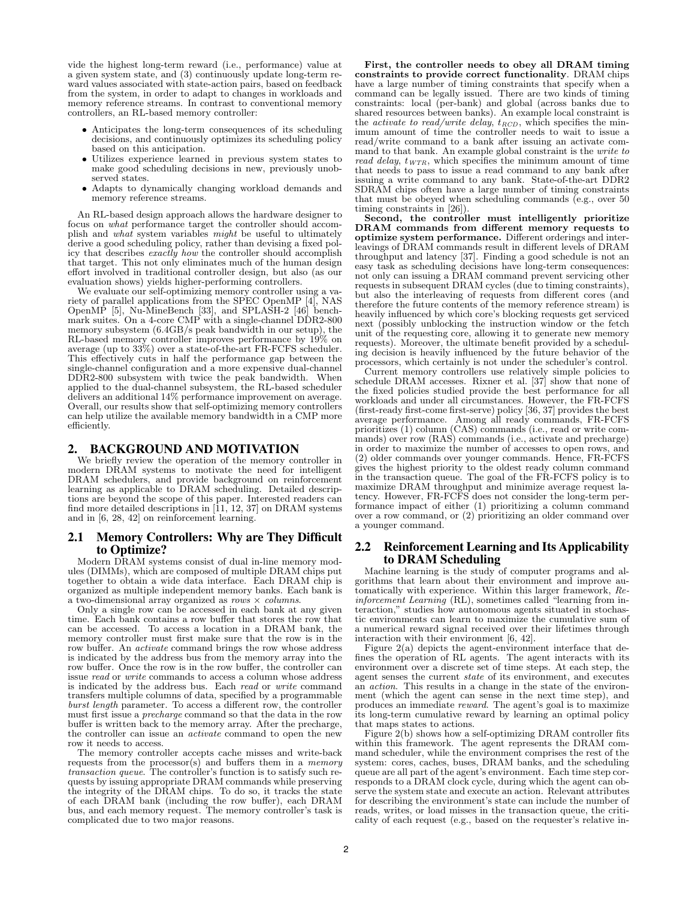vide the highest long-term reward (i.e., performance) value at a given system state, and (3) continuously update long-term reward values associated with state-action pairs, based on feedback from the system, in order to adapt to changes in workloads and memory reference streams. In contrast to conventional memory controllers, an RL-based memory controller:

- Anticipates the long-term consequences of its scheduling decisions, and continuously optimizes its scheduling policy based on this anticipation.
- Utilizes experience learned in previous system states to make good scheduling decisions in new, previously unobserved states.
- Adapts to dynamically changing workload demands and memory reference streams.

An RL-based design approach allows the hardware designer to focus on *what* performance target the controller should accomplish and *what* system variables *might* be useful to ultimately derive a good scheduling policy, rather than devising a fixed policy that describes *exactly how* the controller should accomplish that target. This not only eliminates much of the human design effort involved in traditional controller design, but also (as our evaluation shows) yields higher-performing controllers.

We evaluate our self-optimizing memory controller using a variety of parallel applications from the SPEC OpenMP [4], NAS OpenMP [5], Nu-MineBench [33], and SPLASH-2 [46] benchmark suites. On a 4-core CMP with a single-channel DDR2-800 memory subsystem (6.4GB/s peak bandwidth in our setup), the RL-based memory controller improves performance by 19% on average (up to 33%) over a state-of-the-art FR-FCFS scheduler. This effectively cuts in half the performance gap between the single-channel configuration and a more expensive dual-channel DDR2-800 subsystem with twice the peak bandwidth. When applied to the dual-channel subsystem, the RL-based scheduler delivers an additional 14% performance improvement on average. Overall, our results show that self-optimizing memory controllers can help utilize the available memory bandwidth in a CMP more efficiently.

## 2. BACKGROUND AND MOTIVATION

We briefly review the operation of the memory controller in modern DRAM systems to motivate the need for intelligent DRAM schedulers, and provide background on reinforcement learning as applicable to DRAM scheduling. Detailed descriptions are beyond the scope of this paper. Interested readers can find more detailed descriptions in [11, 12, 37] on DRAM systems and in [6, 28, 42] on reinforcement learning.

### 2.1 Memory Controllers: Why are They Difficult to Optimize?

Modern DRAM systems consist of dual in-line memory modules (DIMMs), which are composed of multiple DRAM chips put together to obtain a wide data interface. Each DRAM chip is organized as multiple independent memory banks. Each bank is a two-dimensional array organized as *rows* × *columns*.

Only a single row can be accessed in each bank at any given time. Each bank contains a row buffer that stores the row that can be accessed. To access a location in a DRAM bank, the memory controller must first make sure that the row is in the row buffer. An *activate* command brings the row whose address is indicated by the address bus from the memory array into the row buffer. Once the row is in the row buffer, the controller can issue *read* or *write* commands to access a column whose address is indicated by the address bus. Each *read* or *write* command transfers multiple columns of data, specified by a programmable *burst length* parameter. To access a different row, the controller must first issue a *precharge* command so that the data in the row buffer is written back to the memory array. After the precharge, the controller can issue an *activate* command to open the new row it needs to access.

The memory controller accepts cache misses and write-back requests from the processor(s) and buffers them in a *memory transaction queue*. The controller's function is to satisfy such requests by issuing appropriate DRAM commands while preserving the integrity of the DRAM chips. To do so, it tracks the state of each DRAM bank (including the row buffer), each DRAM bus, and each memory request. The memory controller's task is complicated due to two major reasons.

**First, the controller needs to obey all DRAM timing constraints to provide correct functionality**. DRAM chips have a large number of timing constraints that specify when a command can be legally issued. There are two kinds of timing constraints: local (per-bank) and global (across banks due to shared resources between banks). An example local constraint is the *activate to read/write delay*, $t_{RCD}$, which specifies the minimum amount of time the controller needs to wait to issue a read/write command to a bank after issuing an activate command to that bank. An example global constraint is the *write to read delay*, $t_{WTR}$, which specifies the minimum amount of time that needs to pass to issue a read command to any bank after issuing a write command to any bank. State-of-the-art DDR2 SDRAM chips often have a large number of timing constraints that must be obeyed when scheduling commands (e.g., over 50 timing constraints in [26]).

**Second, the controller must intelligently prioritize DRAM commands from different memory requests to optimize system performance.** Different orderings and interleavings of DRAM commands result in different levels of DRAM throughput and latency [37]. Finding a good schedule is not an easy task as scheduling decisions have long-term consequences: not only can issuing a DRAM command prevent servicing other requests in subsequent DRAM cycles (due to timing constraints), but also the interleaving of requests from different cores (and therefore the future contents of the memory reference stream) is heavily influenced by which core's blocking requests get serviced next (possibly unblocking the instruction window or the fetch unit of the requesting core, allowing it to generate new memory requests). Moreover, the ultimate benefit provided by a scheduling decision is heavily influenced by the future behavior of the processors, which certainly is not under the scheduler's control.

Current memory controllers use relatively simple policies to schedule DRAM accesses. Rixner et al. [37] show that none of the fixed policies studied provide the best performance for all workloads and under all circumstances. However, the FR-FCFS (first-ready first-come first-serve) policy [36, 37] provides the best average performance. Among all ready commands, FR-FCFS prioritizes (1) column (CAS) commands (i.e., read or write commands) over row (RAS) commands (i.e., activate and precharge) in order to maximize the number of accesses to open rows, and (2) older commands over younger commands. Hence, FR-FCFS gives the highest priority to the oldest ready column command in the transaction queue. The goal of the FR-FCFS policy is to maximize DRAM throughput and minimize average request latency. However, FR-FCFS does not consider the long-term performance impact of either (1) prioritizing a column command over a row command, or (2) prioritizing an older command over a younger command.

### 2.2 Reinforcement Learning and Its Applicability to DRAM Scheduling

Machine learning is the study of computer programs and algorithms that learn about their environment and improve automatically with experience. Within this larger framework, *Reinforcement Learning* (RL), sometimes called "learning from interaction," studies how autonomous agents situated in stochastic environments can learn to maximize the cumulative sum of a numerical reward signal received over their lifetimes through interaction with their environment [6, 42].

Figure 2(a) depicts the agent-environment interface that defines the operation of RL agents. The agent interacts with its environment over a discrete set of time steps. At each step, the agent senses the current *state* of its environment, and executes an *action*. This results in a change in the state of the environment (which the agent can sense in the next time step), and produces an immediate *reward*. The agent's goal is to maximize its long-term cumulative reward by learning an optimal policy that maps states to actions.

Figure 2(b) shows how a self-optimizing DRAM controller fits within this framework. The agent represents the DRAM command scheduler, while the environment comprises the rest of the system: cores, caches, buses, DRAM banks, and the scheduling queue are all part of the agent's environment. Each time step corresponds to a DRAM clock cycle, during which the agent can observe the system state and execute an action. Relevant attributes for describing the environment's state can include the number of reads, writes, or load misses in the transaction queue, the criticality of each request (e.g., based on the requester's relative in-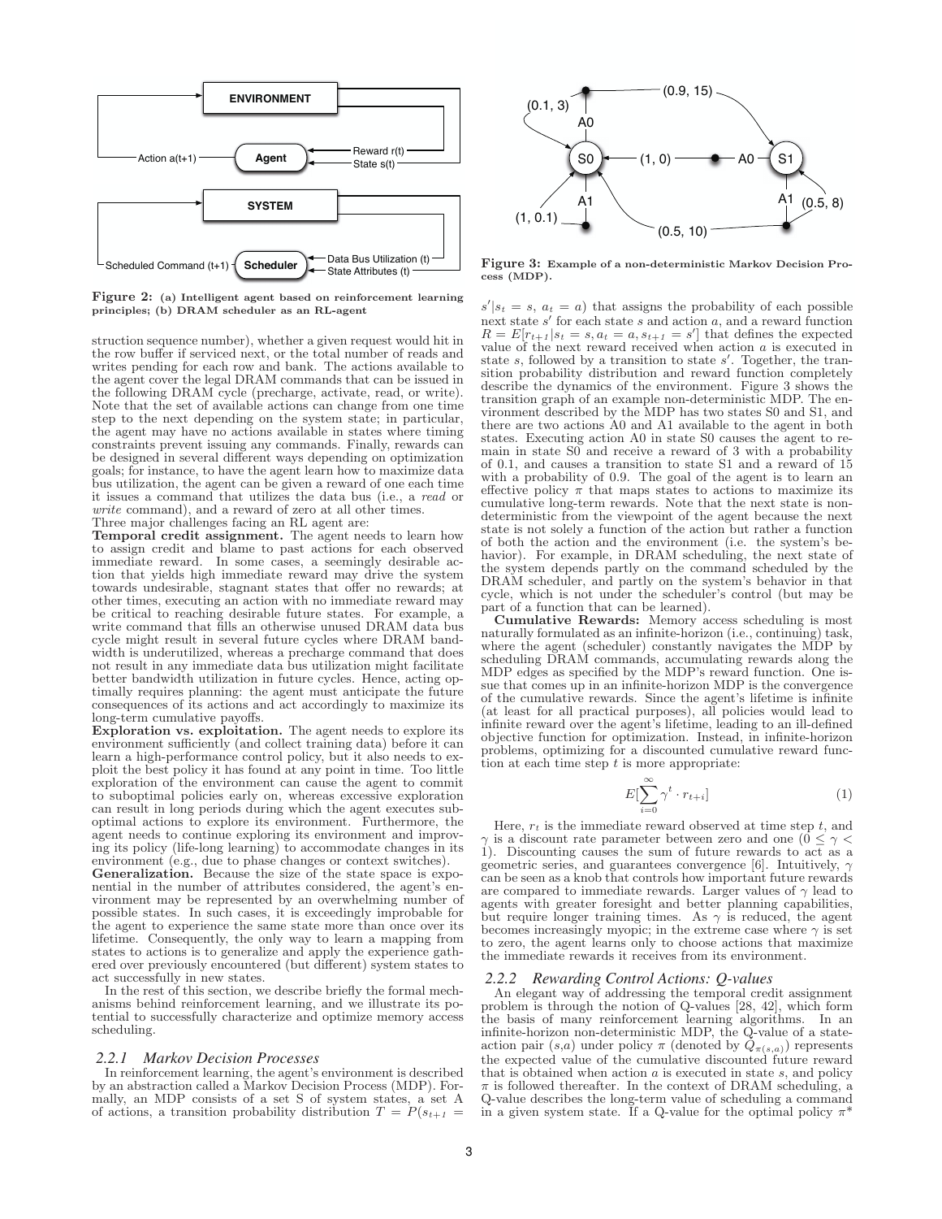ENVIRONMENT

Action a(t+1)

Agent

Reward r(t)

State s(t)

SYSTEM

Scheduled Command (t+1)

Scheduler

Data Bus Utilization (t)

State Attributes (t)

**Figure 2: (a) Intelligent agent based on reinforcement learning principles; (b) DRAM scheduler as an RL-agent**

struction sequence number), whether a given request would hit in the row buffer if serviced next, or the total number of reads and writes pending for each row and bank. The actions available to the agent cover the legal DRAM commands that can be issued in the following DRAM cycle (precharge, activate, read, or write). Note that the set of available actions can change from one time step to the next depending on the system state; in particular, the agent may have no actions available in states where timing constraints prevent issuing any commands. Finally, rewards can be designed in several different ways depending on optimization goals; for instance, to have the agent learn how to maximize data bus utilization, the agent can be given a reward of one each time it issues a command that utilizes the data bus (i.e., a *read* or *write* command), and a reward of zero at all other times.

Three major challenges facing an RL agent are:

**Temporal credit assignment.** The agent needs to learn how to assign credit and blame to past actions for each observed immediate reward. In some cases, a seemingly desirable action that yields high immediate reward may drive the system towards undesirable, stagnant states that offer no rewards; at other times, executing an action with no immediate reward may be critical to reaching desirable future states. For example, a write command that fills an otherwise unused DRAM data bus cycle might result in several future cycles where DRAM bandwidth is underutilized, whereas a precharge command that does not result in any immediate data bus utilization might facilitate better bandwidth utilization in future cycles. Hence, acting optimally requires planning: the agent must anticipate the future consequences of its actions and act accordingly to maximize its long-term cumulative payoffs.

**Exploration vs. exploitation.** The agent needs to explore its environment sufficiently (and collect training data) before it can learn a high-performance control policy, but it also needs to exploit the best policy it has found at any point in time. Too little exploration of the environment can cause the agent to commit to suboptimal policies early on, whereas excessive exploration can result in long periods during which the agent executes suboptimal actions to explore its environment. Furthermore, the agent needs to continue exploring its environment and improving its policy (life-long learning) to accommodate changes in its environment (e.g., due to phase changes or context switches).

**Generalization.** Because the size of the state space is exponential in the number of attributes considered, the agent's environment may be represented by an overwhelming number of possible states. In such cases, it is exceedingly improbable for the agent to experience the same state more than once over its lifetime. Consequently, the only way to learn a mapping from states to actions is to generalize and apply the experience gathered over previously encountered (but different) system states to act successfully in new states.

In the rest of this section, we describe briefly the formal mechanisms behind reinforcement learning, and we illustrate its potential to successfully characterize and optimize memory access scheduling.

### 2.2.1 Markov Decision Processes

In reinforcement learning, the agent's environment is described by an abstraction called a Markov Decision Process (MDP). Formally, an MDP consists of a set S of system states, a set A of actions, a transition probability distribution $T = P(s_{t+1} = s' | s_t = s,\ a_t = a)$ that assigns the probability of each possible next state $s'$ for each state $s$ and action $a$, and a reward function $R = E[r_{t+1} | s_t = s, a_t = a, s_{t+1} = s']$ that defines the expected value of the next reward received when action $a$ is executed in state $s$, followed by a transition to state $s'$. Together, the transition probability distribution and reward function completely describe the dynamics of the environment. Figure 3 shows the transition graph of an example non-deterministic MDP. The environment described by the MDP has two states S0 and S1, and there are two actions A0 and A1 available to the agent in both states. Executing action A0 in state S0 causes the agent to remain in state S0 and receive a reward of 3 with a probability of 0.1, and causes a transition to state S1 and a reward of 15 with a probability of 0.9. The goal of the agent is to learn an effective policy $\pi$ that maps states to actions to maximize its cumulative long-term rewards. Note that the next state is nondeterministic from the viewpoint of the agent because the next state is not solely a function of the action but rather a function of both the action and the environment (i.e. the system's behavior). For example, in DRAM scheduling, the next state of the system depends partly on the command scheduled by the DRAM scheduler, and partly on the system's behavior in that cycle, which is not under the scheduler's control (but may be part of a function that can be learned).

(0.1, 3)

(0.9, 15)

A0

S0

(1, 0)

A0

S1

A1

A1

(1, 0.1)

(0.5, 10)

(0.5, 8)

**Figure 3: Example of a non-deterministic Markov Decision Process (MDP).**

**Cumulative Rewards:** Memory access scheduling is most naturally formulated as an infinite-horizon (i.e., continuing) task, where the agent (scheduler) constantly navigates the MDP by scheduling DRAM commands, accumulating rewards along the MDP edges as specified by the MDP's reward function. One issue that comes up in an infinite-horizon MDP is the convergence of the cumulative rewards. Since the agent's lifetime is infinite (at least for all practical purposes), all policies would lead to infinite reward over the agent's lifetime, leading to an ill-defined objective function for optimization. Instead, in infinite-horizon problems, optimizing for a discounted cumulative reward function at each time step $t$ is more appropriate:

$$E[\sum_{i=0}^{\infty} \gamma^{i} \cdot r_{t+i}] \tag{1}$$

Here, $r_t$ is the immediate reward observed at time step $t$, and $\gamma$ is a discount rate parameter between zero and one ($0 \leq \gamma < 1$). Discounting causes the sum of future rewards to act as a geometric series, and guarantees convergence [6]. Intuitively, $\gamma$ can be seen as a knob that controls how important future rewards are compared to immediate rewards. Larger values of $\gamma$ lead to agents with greater foresight and better planning capabilities, but require longer training times. As $\gamma$ is reduced, the agent becomes increasingly myopic; in the extreme case where $\gamma$ is set to zero, the agent learns only to choose actions that maximize the immediate rewards it receives from its environment.

### 2.2.2 Rewarding Control Actions: Q-values

An elegant way of addressing the temporal credit assignment problem is through the notion of Q-values [28, 42], which form the basis of many reinforcement learning algorithms. In an infinite-horizon non-deterministic MDP, the Q-value of a state-action pair $(s,a)$ under policy $\pi$ (denoted by $Q_{\pi(s,a)}$) represents the expected value of the cumulative discounted future reward that is obtained when action $a$ is executed in state $s$, and policy $\pi$ is followed thereafter. In the context of DRAM scheduling, a Q-value describes the long-term value of scheduling a command in a given system state. If a Q-value for the optimal policy $\pi^*$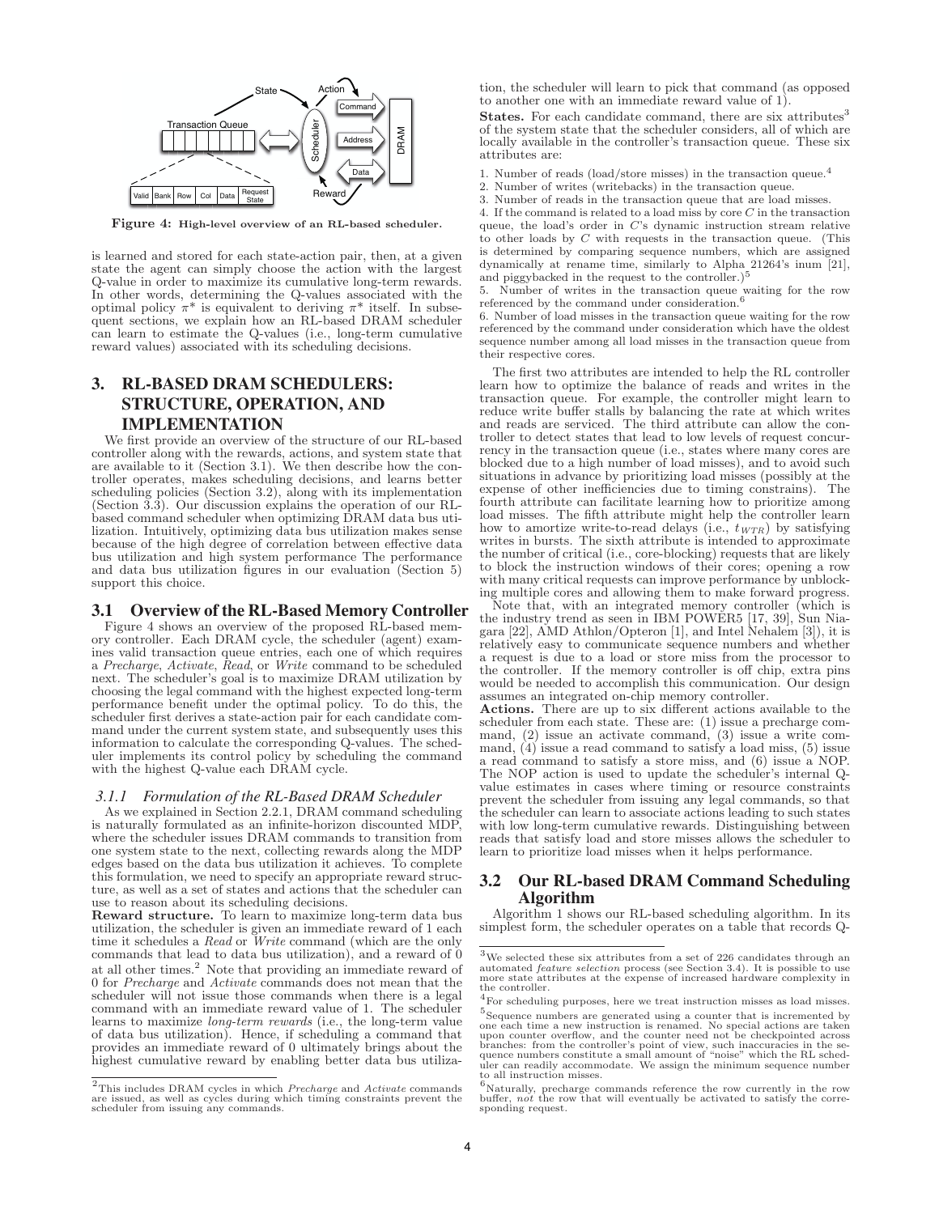State

Action

Command

Transaction Queue

Scheduler

Address

DRAM

Data

Valid Bank Row Col Data Request State

Reward

**Figure 4: High-level overview of an RL-based scheduler.**

is learned and stored for each state-action pair, then, at a given state the agent can simply choose the action with the largest Q-value in order to maximize its cumulative long-term rewards. In other words, determining the Q-values associated with the optimal policy $\pi^*$ is equivalent to deriving $\pi^*$ itself. In subsequent sections, we explain how an RL-based DRAM scheduler can learn to estimate the Q-values (i.e., long-term cumulative reward values) associated with its scheduling decisions.

# 3. RL-BASED DRAM SCHEDULERS: STRUCTURE, OPERATION, AND IMPLEMENTATION

We first provide an overview of the structure of our RL-based controller along with the rewards, actions, and system state that are available to it (Section 3.1). We then describe how the controller operates, makes scheduling decisions, and learns better scheduling policies (Section 3.2), along with its implementation (Section 3.3). Our discussion explains the operation of our RL-based command scheduler when optimizing DRAM data bus utilization. Intuitively, optimizing data bus utilization makes sense because of the high degree of correlation between effective data bus utilization and high system performance The performance and data bus utilization figures in our evaluation (Section 5) support this choice.

## 3.1 Overview of the RL-Based Memory Controller

Figure 4 shows an overview of the proposed RL-based memory controller. Each DRAM cycle, the scheduler (agent) examines valid transaction queue entries, each one of which requires a *Precharge*, *Activate*, *Read*, or *Write* command to be scheduled next. The scheduler's goal is to maximize DRAM utilization by choosing the legal command with the highest expected long-term performance benefit under the optimal policy. To do this, the scheduler first derives a state-action pair for each candidate command under the current system state, and subsequently uses this information to calculate the corresponding Q-values. The scheduler implements its control policy by scheduling the command with the highest Q-value each DRAM cycle.

### 3.1.1 Formulation of the RL-Based DRAM Scheduler

As we explained in Section 2.2.1, DRAM command scheduling is naturally formulated as an infinite-horizon discounted MDP, where the scheduler issues DRAM commands to transition from one system state to the next, collecting rewards along the MDP edges based on the data bus utilization it achieves. To complete this formulation, we need to specify an appropriate reward structure, as well as a set of states and actions that the scheduler can use to reason about its scheduling decisions.

**Reward structure.** To learn to maximize long-term data bus utilization, the scheduler is given an immediate reward of 1 each time it schedules a *Read* or *Write* command (which are the only commands that lead to data bus utilization), and a reward of 0 at all other times.[2] Note that providing an immediate reward of 0 for *Precharge* and *Activate* commands does not mean that the scheduler will not issue those commands when there is a legal command with an immediate reward value of 1. The scheduler learns to maximize *long-term rewards* (i.e., the long-term value of data bus utilization). Hence, if scheduling a command that provides an immediate reward of 0 ultimately brings about the highest cumulative reward by enabling better data bus utilization, the scheduler will learn to pick that command (as opposed to another one with an immediate reward value of 1).

**States.** For each candidate command, there are six attributes[3] of the system state that the scheduler considers, all of which are locally available in the controller's transaction queue. These six attributes are:

1. Number of reads (load/store misses) in the transaction queue.[4]
2. Number of writes (writebacks) in the transaction queue.
3. Number of reads in the transaction queue that are load misses.
4. If the command is related to a load miss by core $C$ in the transaction queue, the load's order in $C$'s dynamic instruction stream relative to other loads by $C$ with requests in the transaction queue. (This is determined by comparing sequence numbers, which are assigned dynamically at rename time, similarly to Alpha 21264's inum [21], and piggybacked in the request to the controller.)[5]
5. Number of writes in the transaction queue waiting for the row referenced by the command under consideration.[6]
6. Number of load misses in the transaction queue waiting for the row referenced by the command under consideration which have the oldest sequence number among all load misses in the transaction queue from their respective cores.

The first two attributes are intended to help the RL controller learn how to optimize the balance of reads and writes in the transaction queue. For example, the controller might learn to reduce write buffer stalls by balancing the rate at which writes and reads are serviced. The third attribute can allow the controller to detect states that lead to low levels of request concurrency in the transaction queue (i.e., states where many cores are blocked due to a high number of load misses), and to avoid such situations in advance by prioritizing load misses (possibly at the expense of other inefficiencies due to timing constrains). The fourth attribute can facilitate learning how to prioritize among load misses. The fifth attribute might help the controller learn how to amortize write-to-read delays (i.e., $t_{WTR}$) by satisfying writes in bursts. The sixth attribute is intended to approximate the number of critical (i.e., core-blocking) requests that are likely to block the instruction windows of their cores; opening a row with many critical requests can improve performance by unblocking multiple cores and allowing them to make forward progress.

Note that, with an integrated memory controller (which is the industry trend as seen in IBM POWER5 [17, 39], Sun Niagara [22], AMD Athlon/Opteron [1], and Intel Nehalem [3]), it is relatively easy to communicate sequence numbers and whether a request is due to a load or store miss from the processor to the controller. If the memory controller is off chip, extra pins would be needed to accomplish this communication. Our design assumes an integrated on-chip memory controller.

**Actions.** There are up to six different actions available to the scheduler from each state. These are: (1) issue a precharge command, (2) issue an activate command, (3) issue a write command, (4) issue a read command to satisfy a load miss, (5) issue a read command to satisfy a store miss, and (6) issue a NOP. The NOP action is used to update the scheduler's internal Q-value estimates in cases where timing or resource constraints prevent the scheduler from issuing any legal commands, so that the scheduler can learn to associate actions leading to such states with low long-term cumulative rewards. Distinguishing between reads that satisfy load and store misses allows the scheduler to learn to prioritize load misses when it helps performance.

## 3.2 Our RL-based DRAM Command Scheduling Algorithm

Algorithm 1 shows our RL-based scheduling algorithm. In its simplest form, the scheduler operates on a table that records Q-

---

[2] This includes DRAM cycles in which *Precharge* and *Activate* commands are issued, as well as cycles during which timing constraints prevent the scheduler from issuing any commands.

[3] We selected these six attributes from a set of 226 candidates through an automated *feature selection* process (see Section 3.4). It is possible to use more state attributes at the expense of increased hardware complexity in the controller.

[4] For scheduling purposes, here we treat instruction misses as load misses.

[5] Sequence numbers are generated using a counter that is incremented by one each time a new instruction is renamed. No special actions are taken upon counter overflow, and the counter need not be checkpointed across branches: from the controller's point of view, such inaccuracies in the sequence numbers constitute a small amount of "noise" which the RL scheduler can readily accommodate. We assign the minimum sequence number to all instruction misses.

[6] Naturally, precharge commands reference the row currently in the row buffer, *not* the row that will eventually be activated to satisfy the corresponding request.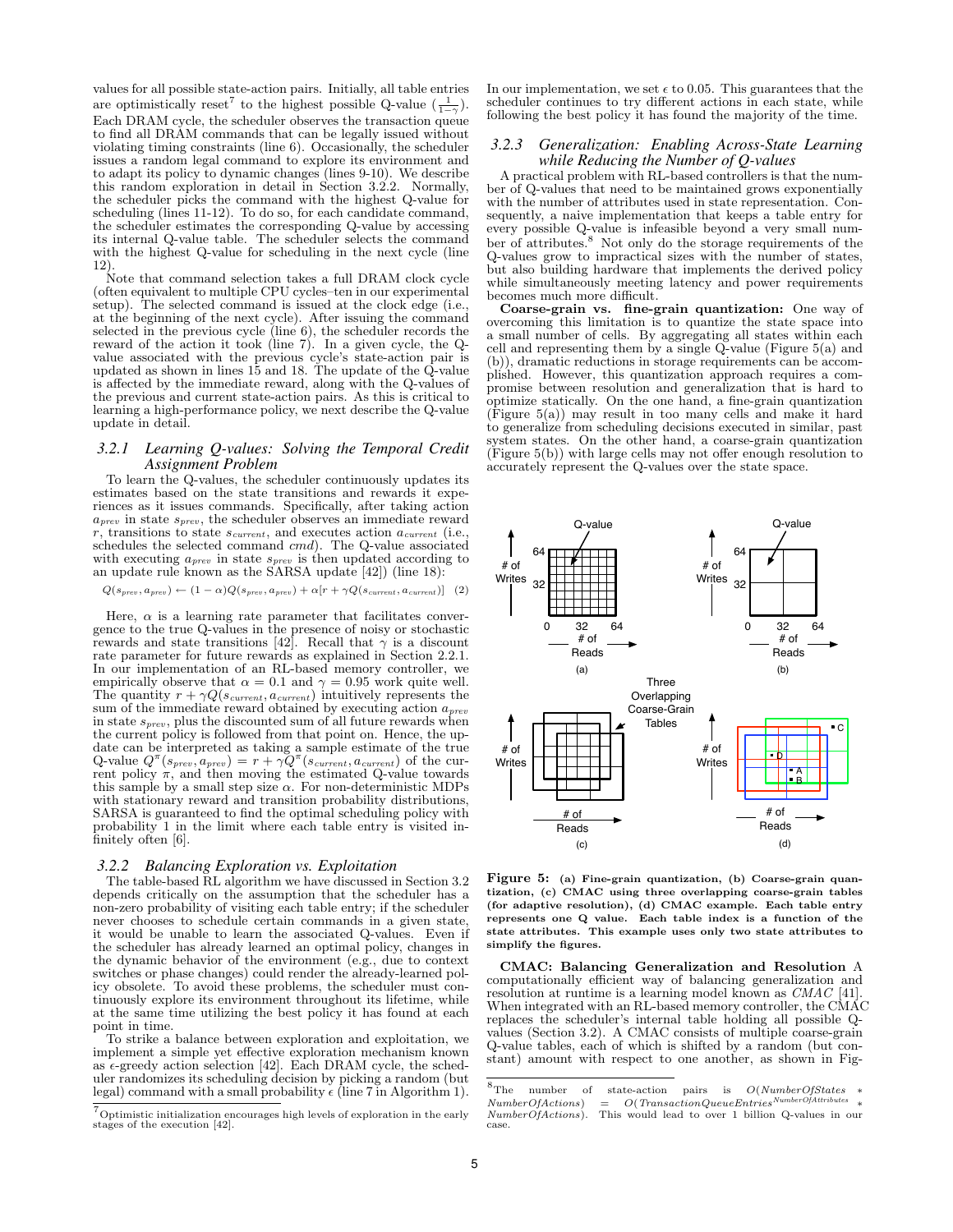values for all possible state-action pairs. Initially, all table entries are optimistically reset[7] to the highest possible Q-value ($\frac{1}{1-\gamma}$). Each DRAM cycle, the scheduler observes the transaction queue to find all DRAM commands that can be legally issued without violating timing constraints (line 6). Occasionally, the scheduler issues a random legal command to explore its environment and to adapt its policy to dynamic changes (lines 9-10). We describe this random exploration in detail in Section 3.2.2. Normally, the scheduler picks the command with the highest Q-value for scheduling (lines 11-12). To do so, for each candidate command, the scheduler estimates the corresponding Q-value by accessing its internal Q-value table. The scheduler selects the command with the highest Q-value for scheduling in the next cycle (line 12).

Note that command selection takes a full DRAM clock cycle (often equivalent to multiple CPU cycles–ten in our experimental setup). The selected command is issued at the clock edge (i.e., at the beginning of the next cycle). After issuing the command selected in the previous cycle (line 6), the scheduler records the reward of the action it took (line 7). In a given cycle, the Q-value associated with the previous cycle's state-action pair is updated as shown in lines 15 and 18. The update of the Q-value is affected by the immediate reward, along with the Q-values of the previous and current state-action pairs. As this is critical to learning a high-performance policy, we next describe the Q-value update in detail.

### 3.2.1 Learning Q-values: Solving the Temporal Credit Assignment Problem

To learn the Q-values, the scheduler continuously updates its estimates based on the state transitions and rewards it experiences as it issues commands. Specifically, after taking action $a_{prev}$ in state $s_{prev}$, the scheduler observes an immediate reward $r$, transitions to state $s_{current}$, and executes action $a_{current}$ (i.e., schedules the selected command *cmd*). The Q-value associated with executing $a_{prev}$ in state $s_{prev}$ is then updated according to an update rule known as the SARSA update [42]) (line 18):

$$Q(s_{prev}, a_{prev}) \leftarrow (1-\alpha)Q(s_{prev}, a_{prev}) + \alpha[r + \gamma Q(s_{current}, a_{current})] \quad (2)$$

Here, $\alpha$ is a learning rate parameter that facilitates convergence to the true Q-values in the presence of noisy or stochastic rewards and state transitions [42]. Recall that $\gamma$ is a discount rate parameter for future rewards as explained in Section 2.2.1. In our implementation of an RL-based memory controller, we empirically observe that $\alpha = 0.1$ and $\gamma = 0.95$ work quite well. The quantity $r + \gamma Q(s_{current}, a_{current})$ intuitively represents the sum of the immediate reward obtained by executing action $a_{prev}$ in state $s_{prev}$, plus the discounted sum of all future rewards when the current policy is followed from that point on. Hence, the update can be interpreted as taking a sample estimate of the true Q-value $Q^{\pi}(s_{prev}, a_{prev}) = r + \gamma Q^{\pi}(s_{current}, a_{current})$ of the current policy $\pi$, and then moving the estimated Q-value towards this sample by a small step size $\alpha$. For non-deterministic MDPs with stationary reward and transition probability distributions, SARSA is guaranteed to find the optimal scheduling policy with probability 1 in the limit where each table entry is visited infinitely often [6].

### 3.2.2 Balancing Exploration vs. Exploitation

The table-based RL algorithm we have discussed in Section 3.2 depends critically on the assumption that the scheduler has a non-zero probability of visiting each table entry; if the scheduler never chooses to schedule certain commands in a given state, it would be unable to learn the associated Q-values. Even if the scheduler has already learned an optimal policy, changes in the dynamic behavior of the environment (e.g., due to context switches or phase changes) could render the already-learned policy obsolete. To avoid these problems, the scheduler must continuously explore its environment throughout its lifetime, while at the same time utilizing the best policy it has found at each point in time.

To strike a balance between exploration and exploitation, we implement a simple yet effective exploration mechanism known as $\epsilon$-greedy action selection [42]. Each DRAM cycle, the scheduler randomizes its scheduling decision by picking a random (but legal) command with a small probability $\epsilon$ (line 7 in Algorithm 1). In our implementation, we set $\epsilon$ to 0.05. This guarantees that the scheduler continues to try different actions in each state, while following the best policy it has found the majority of the time.

[7] Optimistic initialization encourages high levels of exploration in the early stages of the execution [42].

### 3.2.3 Generalization: Enabling Across-State Learning while Reducing the Number of Q-values

A practical problem with RL-based controllers is that the number of Q-values that need to be maintained grows exponentially with the number of attributes used in state representation. Consequently, a naive implementation that keeps a table entry for every possible Q-value is infeasible beyond a very small number of attributes.[8] Not only do the storage requirements of the Q-values grow to impractical sizes with the number of states, but also building hardware that implements the derived policy while simultaneously meeting latency and power requirements becomes much more difficult.

**Coarse-grain vs. fine-grain quantization:** One way of overcoming this limitation is to quantize the state space into a small number of cells. By aggregating all states within each cell and representing them by a single Q-value (Figure 5(a) and (b)), dramatic reductions in storage requirements can be accomplished. However, this quantization approach requires a compromise between resolution and generalization that is hard to optimize statically. On the one hand, a fine-grain quantization (Figure 5(a)) may result in too many cells and make it hard to generalize from scheduling decisions executed in similar, past system states. On the other hand, a coarse-grain quantization (Figure 5(b)) with large cells may not offer enough resolution to accurately represent the Q-values over the state space.

**Figure 5: (a) Fine-grain quantization, (b) Coarse-grain quantization, (c) CMAC using three overlapping coarse-grain tables (for adaptive resolution), (d) CMAC example. Each table entry represents one Q value. Each table index is a function of the state attributes. This example uses only two state attributes to simplify the figures.**

**CMAC: Balancing Generalization and Resolution** A computationally efficient way of balancing generalization and resolution at runtime is a learning model known as *CMAC* [41]. When integrated with an RL-based memory controller, the CMAC replaces the scheduler's internal table holding all possible Q-values (Section 3.2). A CMAC consists of multiple coarse-grain Q-value tables, each of which is shifted by a random (but constant) amount with respect to one another, as shown in Fig-

[8] The number of state-action pairs is $O(NumberOfStates * NumberOfActions) = O(TransactionQueueEntries^{NumberOfAttributes} * NumberOfActions)$. This would lead to over 1 billion Q-values in our case.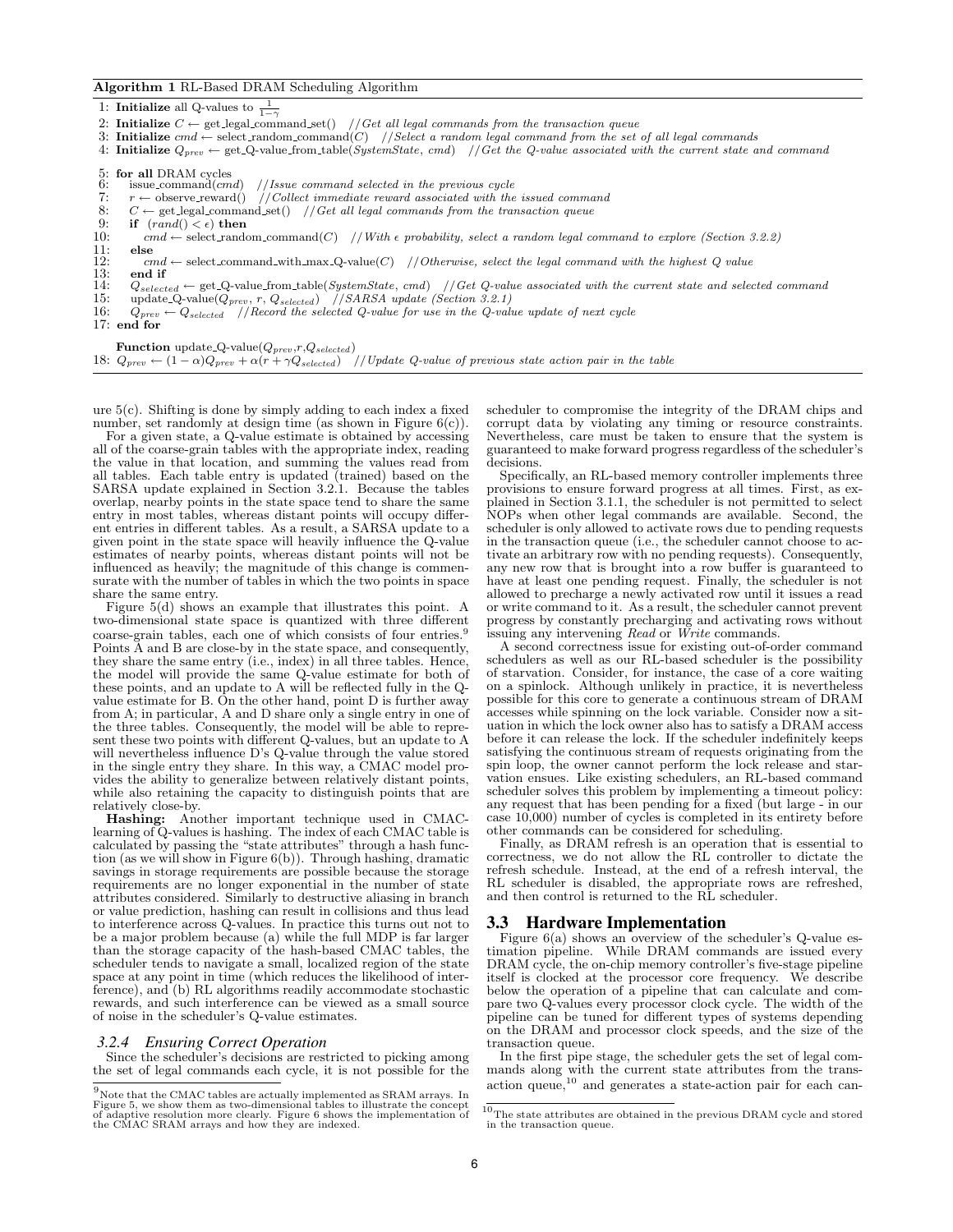**Algorithm 1** RL-Based DRAM Scheduling Algorithm

```
1: Initialize all Q-values to 1/(1−γ)
2: Initialize C ← get_legal_command_set()  //Get all legal commands from the transaction queue
3: Initialize cmd ← select_random_command(C)  //Select a random legal command from the set of all legal commands
4: Initialize Q_prev ← get_Q-value_from_table(SystemState, cmd)  //Get the Q-value associated with the current state and command

5: for all DRAM cycles
6:    issue_command(cmd)  //Issue command selected in the previous cycle
7:    r ← observe_reward()  //Collect immediate reward associated with the issued command
8:    C ← get_legal_command_set()  //Get all legal commands from the transaction queue
9:    if (rand() < ε) then
10:      cmd ← select_random_command(C)  //With ε probability, select a random legal command to explore (Section 3.2.2)
11:   else
12:      cmd ← select_command_with_max_Q-value(C)  //Otherwise, select the legal command with the highest Q value
13:   end if
14:   Q_selected ← get_Q-value_from_table(SystemState, cmd)  //Get Q-value associated with the current state and selected command
15:   update_Q-value(Q_prev, r, Q_selected)  //SARSA update (Section 3.2.1)
16:   Q_prev ← Q_selected  //Record the selected Q-value for use in the Q-value update of next cycle
17: end for

   Function update_Q-value(Q_prev, r, Q_selected)
18: Q_prev ← (1 − α)Q_prev + α(r + γQ_selected)  //Update Q-value of previous state action pair in the table
```

ure 5(c). Shifting is done by simply adding to each index a fixed number, set randomly at design time (as shown in Figure 6(c)).

For a given state, a Q-value estimate is obtained by accessing all of the coarse-grain tables with the appropriate index, reading the value in that location, and summing the values read from all tables. Each table entry is updated (trained) based on the SARSA update explained in Section 3.2.1. Because the tables overlap, nearby points in the state space tend to share the same entry in most tables, whereas distant points will occupy different entries in different tables. As a result, a SARSA update to a given point in the state space will heavily influence the Q-value estimates of nearby points, whereas distant points will not be influenced as heavily; the magnitude of this change is commensurate with the number of tables in which the two points in space share the same entry.

Figure 5(d) shows an example that illustrates this point. A two-dimensional state space is quantized with three different coarse-grain tables, each one of which consists of four entries.[9] Points A and B are close-by in the state space, and consequently, they share the same entry (i.e., index) in all three tables. Hence, the model will provide the same Q-value estimate for both of these points, and an update to A will be reflected fully in the Q-value estimate for B. On the other hand, point D is further away from A; in particular, A and D share only a single entry in one of the three tables. Consequently, the model will be able to represent these two points with different Q-values, but an update to A will nevertheless influence D's Q-value through the value stored in the single entry they share. In this way, a CMAC model provides the ability to generalize between relatively distant points, while also retaining the capacity to distinguish points that are relatively close-by.

**Hashing:** Another important technique used in CMAC-learning of Q-values is hashing. The index of each CMAC table is calculated by passing the "state attributes" through a hash function (as we will show in Figure 6(b)). Through hashing, dramatic savings in storage requirements are possible because the storage requirements are no longer exponential in the number of state attributes considered. Similarly to destructive aliasing in branch or value prediction, hashing can result in collisions and thus lead to interference across Q-values. In practice this turns out not to be a major problem because (a) while the full MDP is far larger than the storage capacity of the hash-based CMAC tables, the scheduler tends to navigate a small, localized region of the state space at any point in time (which reduces the likelihood of interference), and (b) RL algorithms readily accommodate stochastic rewards, and such interference can be viewed as a small source of noise in the scheduler's Q-value estimates.

#### *3.2.4 Ensuring Correct Operation*

Since the scheduler's decisions are restricted to picking among the set of legal commands each cycle, it is not possible for the scheduler to compromise the integrity of the DRAM chips and corrupt data by violating any timing or resource constraints. Nevertheless, care must be taken to ensure that the system is guaranteed to make forward progress regardless of the scheduler's decisions.

Specifically, an RL-based memory controller implements three provisions to ensure forward progress at all times. First, as explained in Section 3.1.1, the scheduler is not permitted to select NOPs when other legal commands are available. Second, the scheduler is only allowed to activate rows due to pending requests in the transaction queue (i.e., the scheduler cannot choose to activate an arbitrary row with no pending requests). Consequently, any new row that is brought into a row buffer is guaranteed to have at least one pending request. Finally, the scheduler is not allowed to precharge a newly activated row until it issues a read or write command to it. As a result, the scheduler cannot prevent progress by constantly precharging and activating rows without issuing any intervening *Read* or *Write* commands.

A second correctness issue for existing out-of-order command schedulers as well as our RL-based scheduler is the possibility of starvation. Consider, for instance, the case of a core waiting on a spinlock. Although unlikely in practice, it is nevertheless possible for this core to generate a continuous stream of DRAM accesses while spinning on the lock variable. Consider now a situation in which the lock owner also has to satisfy a DRAM access before it can release the lock. If the scheduler indefinitely keeps satisfying the continuous stream of requests originating from the spin loop, the owner cannot perform the lock release and starvation ensues. Like existing schedulers, an RL-based command scheduler solves this problem by implementing a timeout policy: any request that has been pending for a fixed (but large - in our case 10,000) number of cycles is completed in its entirety before other commands can be considered for scheduling.

Finally, as DRAM refresh is an operation that is essential to correctness, we do not allow the RL controller to dictate the refresh schedule. Instead, at the end of a refresh interval, the RL scheduler is disabled, the appropriate rows are refreshed, and then control is returned to the RL scheduler.

### 3.3 Hardware Implementation

Figure 6(a) shows an overview of the scheduler's Q-value estimation pipeline. While DRAM commands are issued every DRAM cycle, the on-chip memory controller's five-stage pipeline itself is clocked at the processor core frequency. We describe below the operation of a pipeline that can calculate and compare two Q-values every processor clock cycle. The width of the pipeline can be tuned for different types of systems depending on the DRAM and processor clock speeds, and the size of the transaction queue.

In the first pipe stage, the scheduler gets the set of legal commands along with the current state attributes from the transaction queue,[10] and generates a state-action pair for each can-

[9] Note that the CMAC tables are actually implemented as SRAM arrays. In Figure 5, we show them as two-dimensional tables to illustrate the concept of adaptive resolution more clearly. Figure 6 shows the implementation of the CMAC SRAM arrays and how they are indexed.

[10] The state attributes are obtained in the previous DRAM cycle and stored in the transaction queue.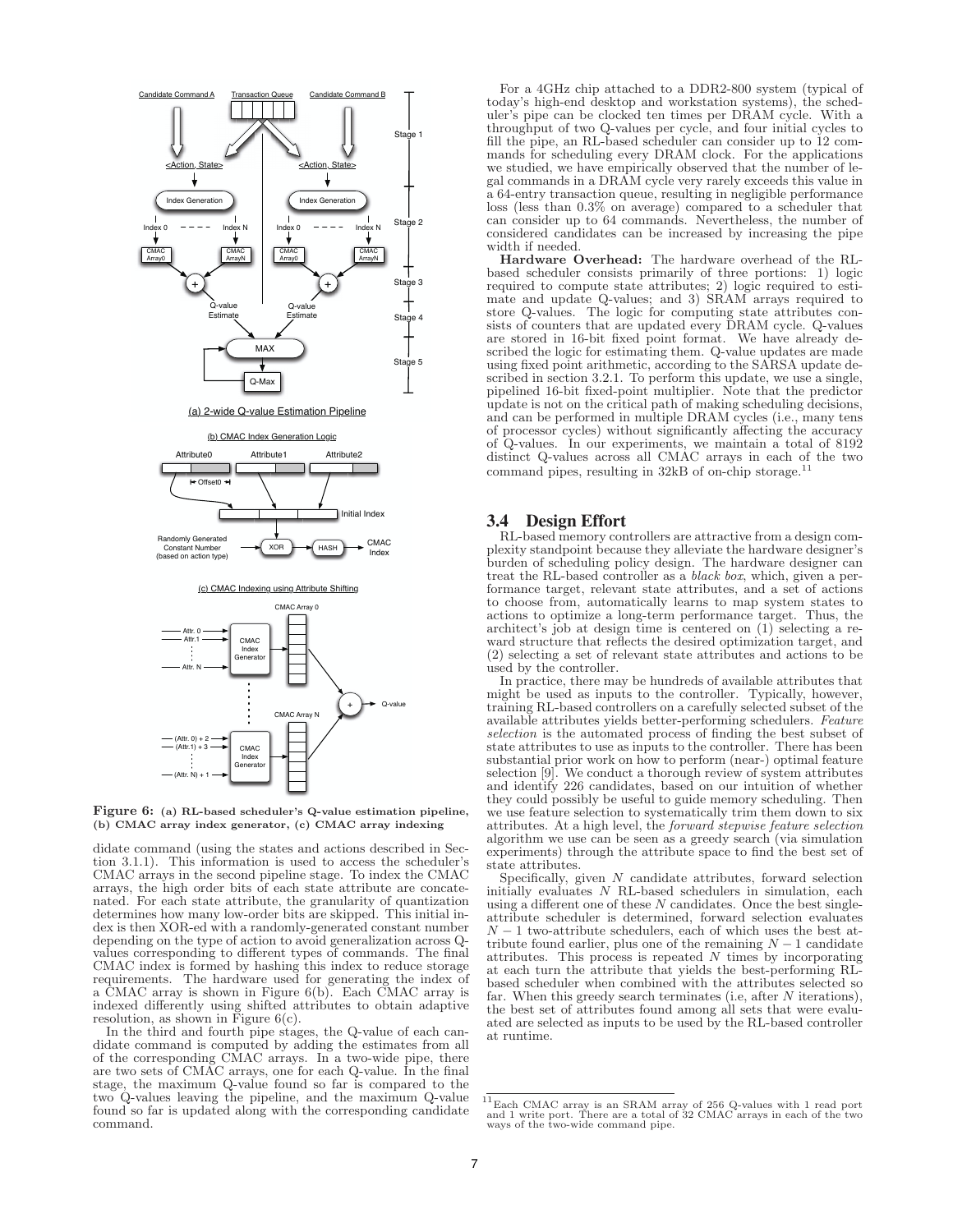Figure 6: (a) RL-based scheduler's Q-value estimation pipeline, (b) CMAC array index generator, (c) CMAC array indexing

didate command (using the states and actions described in Section 3.1.1). This information is used to access the scheduler's CMAC arrays in the second pipeline stage. To index the CMAC arrays, the high order bits of each state attribute are concatenated. For each state attribute, the granularity of quantization determines how many low-order bits are skipped. This initial index is then XOR-ed with a randomly-generated constant number depending on the type of action to avoid generalization across Q-values corresponding to different types of commands. The final CMAC index is formed by hashing this index to reduce storage requirements. The hardware used for generating the index of a CMAC array is shown in Figure 6(b). Each CMAC array is indexed differently using shifted attributes to obtain adaptive resolution, as shown in Figure 6(c).

In the third and fourth pipe stages, the Q-value of each candidate command is computed by adding the estimates from all of the corresponding CMAC arrays. In a two-wide pipe, there are two sets of CMAC arrays, one for each Q-value. In the final stage, the maximum Q-value found so far is compared to the two Q-values leaving the pipeline, and the maximum Q-value found so far is updated along with the corresponding candidate command.

For a 4GHz chip attached to a DDR2-800 system (typical of today's high-end desktop and workstation systems), the scheduler's pipe can be clocked ten times per DRAM cycle. With a throughput of two Q-values per cycle, and four initial cycles to fill the pipe, an RL-based scheduler can consider up to 12 commands for scheduling every DRAM clock. For the applications we studied, we have empirically observed that the number of legal commands in a DRAM cycle very rarely exceeds this value in a 64-entry transaction queue, resulting in negligible performance loss (less than 0.3% on average) compared to a scheduler that can consider up to 64 commands. Nevertheless, the number of considered candidates can be increased by increasing the pipe width if needed.

**Hardware Overhead:** The hardware overhead of the RL-based scheduler consists primarily of three portions: 1) logic required to compute state attributes; 2) logic required to estimate and update Q-values; and 3) SRAM arrays required to store Q-values. The logic for computing state attributes consists of counters that are updated every DRAM cycle. Q-values are stored in 16-bit fixed point format. We have already described the logic for estimating them. Q-value updates are made using fixed point arithmetic, according to the SARSA update described in section 3.2.1. To perform this update, we use a single, pipelined 16-bit fixed-point multiplier. Note that the predictor update is not on the critical path of making scheduling decisions, and can be performed in multiple DRAM cycles (i.e., many tens of processor cycles) without significantly affecting the accuracy of Q-values. In our experiments, we maintain a total of 8192 distinct Q-values across all CMAC arrays in each of the two command pipes, resulting in 32kB of on-chip storage.[11]

## 3.4 Design Effort

RL-based memory controllers are attractive from a design complexity standpoint because they alleviate the hardware designer's burden of scheduling policy design. The hardware designer can treat the RL-based controller as a *black box*, which, given a performance target, relevant state attributes, and a set of actions to choose from, automatically learns to map system states to actions to optimize a long-term performance target. Thus, the architect's job at design time is centered on (1) selecting a reward structure that reflects the desired optimization target, and (2) selecting a set of relevant state attributes and actions to be used by the controller.

In practice, there may be hundreds of available attributes that might be used as inputs to the controller. Typically, however, training RL-based controllers on a carefully selected subset of the available attributes yields better-performing schedulers. *Feature selection* is the automated process of finding the best subset of state attributes to use as inputs to the controller. There has been substantial prior work on how to perform (near-) optimal feature selection [9]. We conduct a thorough review of system attributes and identify 226 candidates, based on our intuition of whether they could possibly be useful to guide memory scheduling. Then we use feature selection to systematically trim them down to six attributes. At a high level, the *forward stepwise feature selection* algorithm we use can be seen as a greedy search (via simulation experiments) through the attribute space to find the best set of state attributes.

Specifically, given $N$ candidate attributes, forward selection initially evaluates $N$ RL-based schedulers in simulation, each using a different one of these $N$ candidates. Once the best single-attribute scheduler is determined, forward selection evaluates $N-1$ two-attribute schedulers, each of which uses the best attribute found earlier, plus one of the remaining $N-1$ candidate attributes. This process is repeated $N$ times by incorporating at each turn the attribute that yields the best-performing RL-based scheduler when combined with the attributes selected so far. When this greedy search terminates (i.e, after $N$ iterations), the best set of attributes found among all sets that were evaluated are selected as inputs to be used by the RL-based controller at runtime.

[11] Each CMAC array is an SRAM array of 256 Q-values with 1 read port and 1 write port. There are a total of 32 CMAC arrays in each of the two ways of the two-wide command pipe.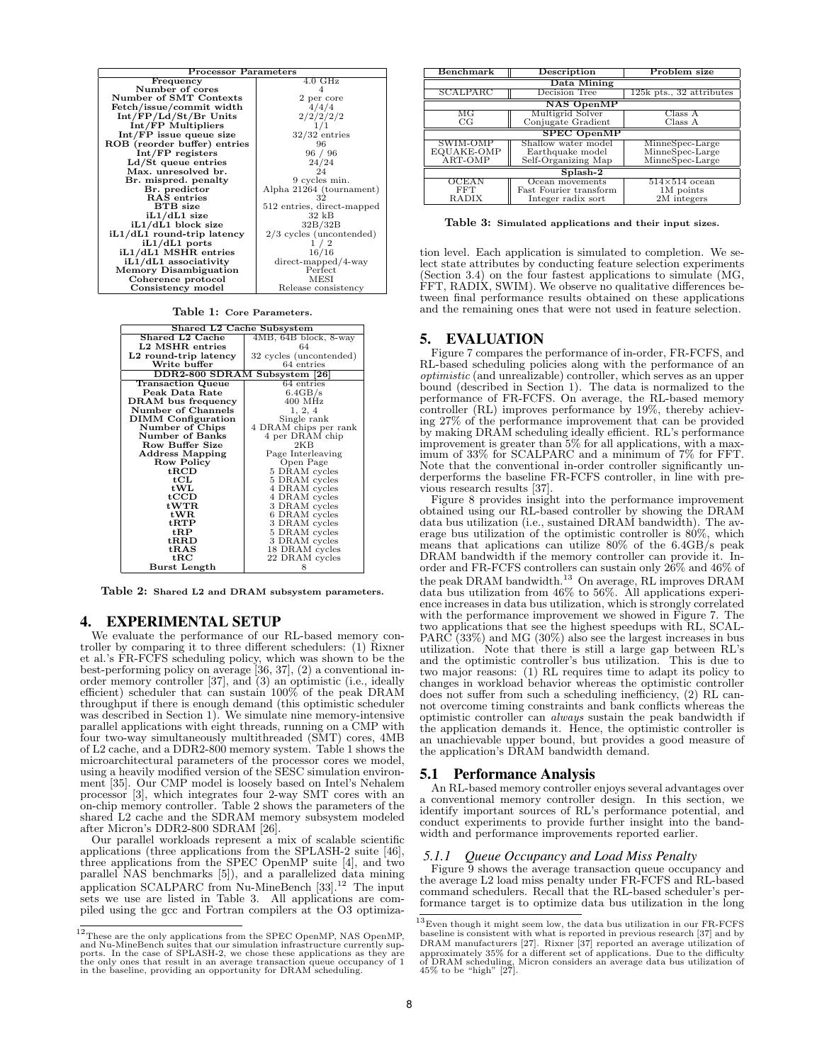| Processor Parameters | |
|---|---|
| Frequency | 4.0 GHz |
| Number of cores | 4 |
| Number of SMT Contexts | 2 per core |
| Fetch/issue/commit width | 4/4/4 |
| Int/FP/Ld/St/Br Units | 2/2/2/2/2 |
| Int/FP Multipliers | 1/1 |
| Int/FP issue queue size | 32/32 entries |
| ROB (reorder buffer) entries | 96 |
| Int/FP registers | 96 / 96 |
| Ld/St queue entries | 24/24 |
| Max. unresolved br. | 24 |
| Br. mispred. penalty | 9 cycles min. |
| Br. predictor | Alpha 21264 (tournament) |
| RAS entries | 32 |
| BTB size | 512 entries, direct-mapped |
| iL1/dL1 size | 32 kB |
| iL1/dL1 block size | 32B/32B |
| iL1/dL1 round-trip latency | 2/3 cycles (uncontended) |
| iL1/dL1 ports | 1 / 2 |
| iL1/dL1 MSHR entries | 16/16 |
| iL1/dL1 associativity | direct-mapped/4-way |
| Memory Disambiguation | Perfect |
| Coherence protocol | MESI |
| Consistency model | Release consistency |

**Table 1: Core Parameters.**

| Shared L2 Cache Subsystem | |
|---|---|
| Shared L2 Cache | 4MB, 64B block, 8-way |
| L2 MSHR entries | 64 |
| L2 round-trip latency | 32 cycles (uncontended) |
| Write buffer | 64 entries |
| **DDR2-800 SDRAM Subsystem [26]** | |
| Transaction Queue | 64 entries |
| Peak Data Rate | 6.4GB/s |
| DRAM bus frequency | 400 MHz |
| Number of Channels | 1, 2, 4 |
| DIMM Configuration | Single rank |
| Number of Chips | 4 DRAM chips per rank |
| Number of Banks | 4 per DRAM chip |
| Row Buffer Size | 2KB |
| Address Mapping | Page Interleaving |
| Row Policy | Open Page |
| tRCD | 5 DRAM cycles |
| tCL | 5 DRAM cycles |
| tWL | 4 DRAM cycles |
| tCCD | 4 DRAM cycles |
| tWTR | 3 DRAM cycles |
| tWR | 6 DRAM cycles |
| tRTP | 3 DRAM cycles |
| tRP | 5 DRAM cycles |
| tRRD | 3 DRAM cycles |
| tRAS | 18 DRAM cycles |
| tRC | 22 DRAM cycles |
| Burst Length | 8 |

**Table 2: Shared L2 and DRAM subsystem parameters.**

## 4. EXPERIMENTAL SETUP

We evaluate the performance of our RL-based memory controller by comparing it to three different schedulers: (1) Rixner et al.'s FR-FCFS scheduling policy, which was shown to be the best-performing policy on average [36, 37], (2) a conventional in-order memory controller [37], and (3) an optimistic (i.e., ideally efficient) scheduler that can sustain 100% of the peak DRAM throughput if there is enough demand (this optimistic scheduler was described in Section 1). We simulate nine memory-intensive parallel applications with eight threads, running on a CMP with four two-way simultaneously multithreaded (SMT) cores, 4MB of L2 cache, and a DDR2-800 memory system. Table 1 shows the microarchitectural parameters of the processor cores we model, using a heavily modified version of the SESC simulation environment [35]. Our CMP model is loosely based on Intel's Nehalem processor [3], which integrates four 2-way SMT cores with an on-chip memory controller. Table 2 shows the parameters of the shared L2 cache and the SDRAM memory subsystem modeled after Micron's DDR2-800 SDRAM [26].

Our parallel workloads represent a mix of scalable scientific applications (three applications from the SPLASH-2 suite [46], three applications from the SPEC OpenMP suite [4], and two parallel NAS benchmarks [5]), and a parallelized data mining application SCALPARC from Nu-MineBench [33].[12] The input sets we use are listed in Table 3. All applications are compiled using the gcc and Fortran compilers at the O3 optimization level. Each application is simulated to completion. We select state attributes by conducting feature selection experiments (Section 3.4) on the four fastest applications to simulate (MG, FFT, RADIX, SWIM). We observe no qualitative differences between final performance results obtained on these applications and the remaining ones that were not used in feature selection.

[12] These are the only applications from the SPEC OpenMP, NAS OpenMP, and Nu-MineBench suites that our simulation infrastructure currently supports. In the case of SPLASH-2, we chose these applications as they are the only ones that result in an average transaction queue occupancy of 1 in the baseline, providing an opportunity for DRAM scheduling.

| Benchmark | Description | Problem size |
|---|---|---|
| **Data Mining** | | |
| SCALPARC | Decision Tree | 125k pts., 32 attributes |
| **NAS OpenMP** | | |
| MG | Multigrid Solver | Class A |
| CG | Conjugate Gradient | Class A |
| **SPEC OpenMP** | | |
| SWIM-OMP | Shallow water model | MinneSpec-Large |
| EQUAKE-OMP | Earthquake model | MinneSpec-Large |
| ART-OMP | Self-Organizing Map | MinneSpec-Large |
| **Splash-2** | | |
| OCEAN | Ocean movements | 514×514 ocean |
| FFT | Fast Fourier transform | 1M points |
| RADIX | Integer radix sort | 2M integers |

**Table 3: Simulated applications and their input sizes.**

## 5. EVALUATION

Figure 7 compares the performance of in-order, FR-FCFS, and RL-based scheduling policies along with the performance of an *optimistic* (and unrealizable) controller, which serves as an upper bound (described in Section 1). The data is normalized to the performance of FR-FCFS. On average, the RL-based memory controller (RL) improves performance by 19%, thereby achieving 27% of the performance improvement that can be provided by making DRAM scheduling ideally efficient. RL's performance improvement is greater than 5% for all applications, with a maximum of 33% for SCALPARC and a minimum of 7% for FFT. Note that the conventional in-order controller significantly underperforms the baseline FR-FCFS controller, in line with previous research results [37].

Figure 8 provides insight into the performance improvement obtained using our RL-based controller by showing the DRAM data bus utilization (i.e., sustained DRAM bandwidth). The average bus utilization of the optimistic controller is 80%, which means that apllications can utilize 80% of the 6.4GB/s peak DRAM bandwidth if the memory controller can provide it. In-order and FR-FCFS controllers can sustain only 26% and 46% of the peak DRAM bandwidth.[13] On average, RL improves DRAM data bus utilization from 46% to 56%. All applications experience increases in data bus utilization, which is strongly correlated with the performance improvement we showed in Figure 7. The two applications that see the highest speedups with RL, SCALPARC (33%) and MG (30%) also see the largest increases in bus utilization. Note that there is still a large gap between RL's and the optimistic controller's bus utilization. This is due to two major reasons: (1) RL requires time to adapt its policy to changes in workload behavior whereas the optimistic controller does not suffer from such a scheduling inefficiency, (2) RL cannot overcome timing constraints and bank conflicts whereas the optimistic controller can *always* sustain the peak bandwidth if the application demands it. Hence, the optimistic controller is an unachievable upper bound, but provides a good measure of the application's DRAM bandwidth demand.

### 5.1 Performance Analysis

An RL-based memory controller enjoys several advantages over a conventional memory controller design. In this section, we identify important sources of RL's performance potential, and conduct experiments to provide further insight into the bandwidth and performance improvements reported earlier.

#### *5.1.1 Queue Occupancy and Load Miss Penalty*

Figure 9 shows the average transaction queue occupancy and the average L2 load miss penalty under FR-FCFS and RL-based command schedulers. Recall that the RL-based scheduler's performance target is to optimize data bus utilization in the long

[13] Even though it might seem low, the data bus utilization in our FR-FCFS baseline is consistent with what is reported in previous research [37] and by DRAM manufacturers [27]. Rixner [37] reported an average utilization of approximately 35% for a different set of applications. Due to the difficulty of DRAM scheduling, Micron considers an average data bus utilization of 45% to be "high" [27].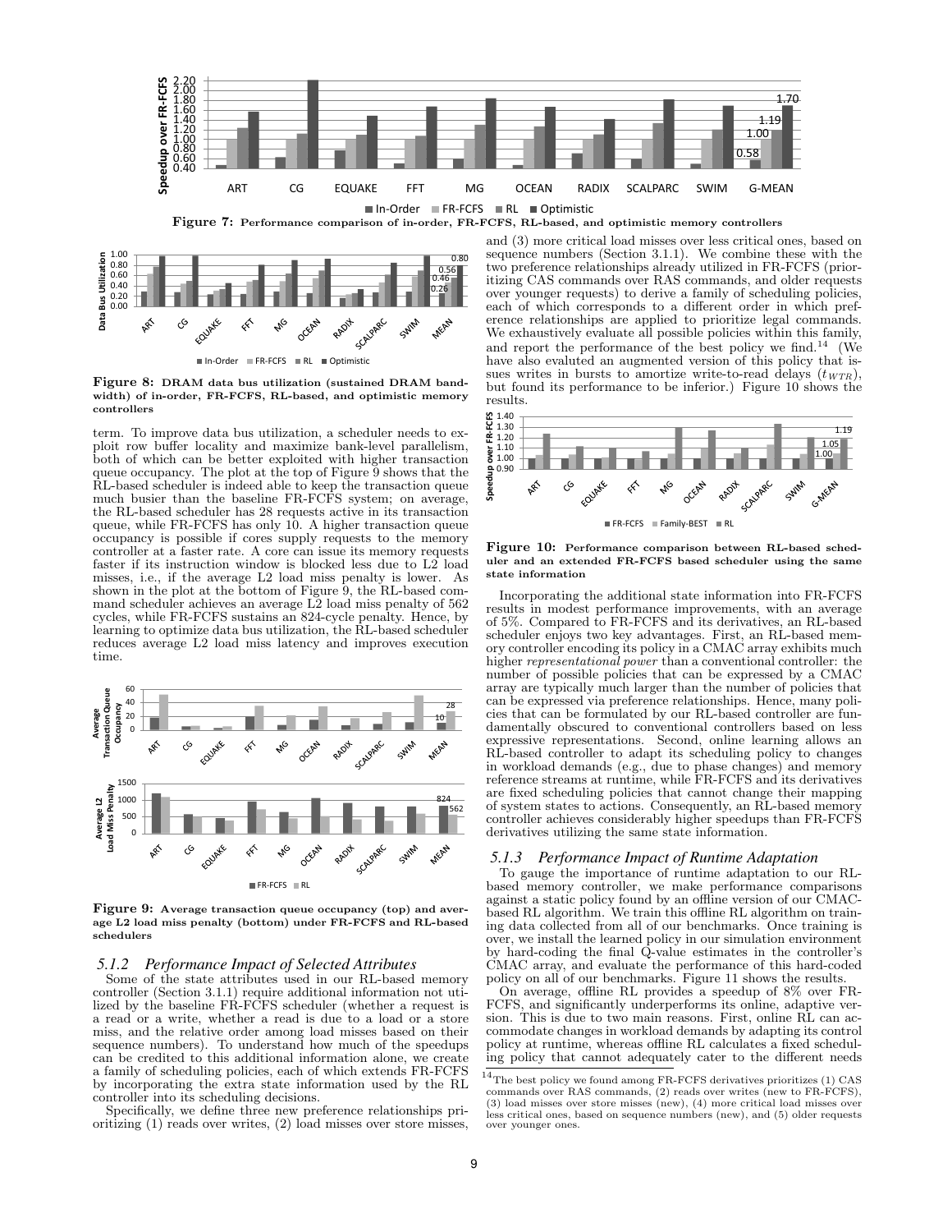Figure 7: Performance comparison of in-order, FR-FCFS, RL-based, and optimistic memory controllers

Figure 8: DRAM data bus utilization (sustained DRAM bandwidth) of in-order, FR-FCFS, RL-based, and optimistic memory controllers

term. To improve data bus utilization, a scheduler needs to exploit row buffer locality and maximize bank-level parallelism, both of which can be better exploited with higher transaction queue occupancy. The plot at the top of Figure 9 shows that the RL-based scheduler is indeed able to keep the transaction queue much busier than the baseline FR-FCFS system; on average, the RL-based scheduler has 28 requests active in its transaction queue, while FR-FCFS has only 10. A higher transaction queue occupancy is possible if cores supply requests to the memory controller at a faster rate. A core can issue its memory requests faster if its instruction window is blocked less due to L2 load misses, i.e., if the average L2 load miss penalty is lower. As shown in the plot at the bottom of Figure 9, the RL-based command scheduler achieves an average L2 load miss penalty of 562 cycles, while FR-FCFS sustains an 824-cycle penalty. Hence, by learning to optimize data bus utilization, the RL-based scheduler reduces average L2 load miss latency and improves execution time.

Figure 9: Average transaction queue occupancy (top) and average L2 load miss penalty (bottom) under FR-FCFS and RL-based schedulers

### 5.1.2 Performance Impact of Selected Attributes

Some of the state attributes used in our RL-based memory controller (Section 3.1.1) require additional information not utilized by the baseline FR-FCFS scheduler (whether a request is a read or a write, whether a read is due to a load or a store miss, and the relative order among load misses based on their sequence numbers). To understand how much of the speedups can be credited to this additional information alone, we create a family of scheduling policies, each of which extends FR-FCFS by incorporating the extra state information used by the RL controller into its scheduling decisions.

Specifically, we define three new preference relationships prioritizing (1) reads over writes, (2) load misses over store misses, and (3) more critical load misses over less critical ones, based on sequence numbers (Section 3.1.1). We combine these with the two preference relationships already utilized in FR-FCFS (prioritizing CAS commands over RAS commands, and older requests over younger requests) to derive a family of scheduling policies, each of which corresponds to a different order in which preference relationships are applied to prioritize legal commands. We exhaustively evaluate all possible policies within this family, and report the performance of the best policy we find.[14] (We have also evaluted an augmented version of this policy that issues writes in bursts to amortize write-to-read delays ($t_{WTR}$), but found its performance to be inferior.) Figure 10 shows the results.

Figure 10: Performance comparison between RL-based scheduler and an extended FR-FCFS based scheduler using the same state information

Incorporating the additional state information into FR-FCFS results in modest performance improvements, with an average of 5%. Compared to FR-FCFS and its derivatives, an RL-based scheduler enjoys two key advantages. First, an RL-based memory controller encoding its policy in a CMAC array exhibits much higher *representational power* than a conventional controller: the number of possible policies that can be expressed by a CMAC array are typically much larger than the number of policies that can be expressed via preference relationships. Hence, many policies that can be formulated by our RL-based controller are fundamentally obscured to conventional controllers based on less expressive representations. Second, online learning allows an RL-based controller to adapt its scheduling policy to changes in workload demands (e.g., due to phase changes) and memory reference streams at runtime, while FR-FCFS and its derivatives are fixed scheduling policies that cannot change their mapping of system states to actions. Consequently, an RL-based memory controller achieves considerably higher speedups than FR-FCFS derivatives utilizing the same state information.

### 5.1.3 Performance Impact of Runtime Adaptation

To gauge the importance of runtime adaptation to our RL-based memory controller, we make performance comparisons against a static policy found by an offline version of our CMAC-based RL algorithm. We train this offline RL algorithm on training data collected from all of our benchmarks. Once training is over, we install the learned policy in our simulation environment by hard-coding the final Q-value estimates in the controller's CMAC array, and evaluate the performance of this hard-coded policy on all of our benchmarks. Figure 11 shows the results.

On average, offline RL provides a speedup of 8% over FR-FCFS, and significantly underperforms its online, adaptive version. This is due to two main reasons. First, online RL can accommodate changes in workload demands by adapting its control policy at runtime, whereas offline RL calculates a fixed scheduling policy that cannot adequately cater to the different needs

[14] The best policy we found among FR-FCFS derivatives prioritizes (1) CAS commands over RAS commands, (2) reads over writes (new to FR-FCFS), (3) load misses over store misses (new), (4) more critical load misses over less critical ones, based on sequence numbers (new), and (5) older requests over younger ones.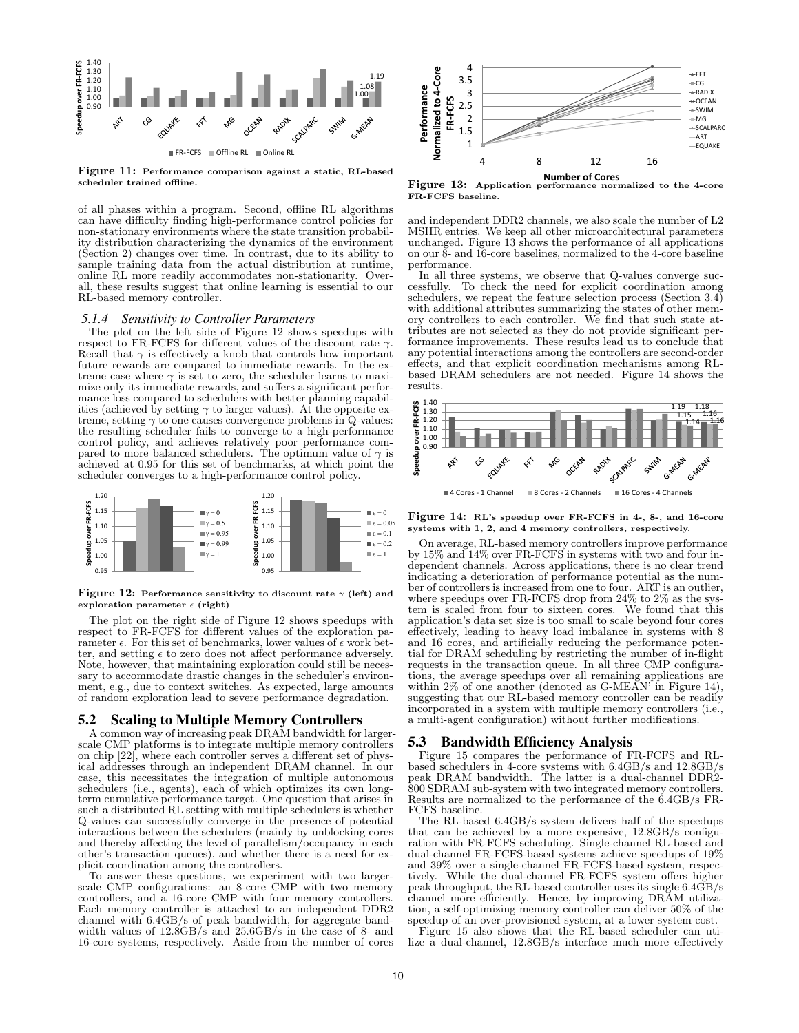Figure 11: Performance comparison against a static, RL-based scheduler trained offline.

of all phases within a program. Second, offline RL algorithms can have difficulty finding high-performance control policies for non-stationary environments where the state transition probability distribution characterizing the dynamics of the environment (Section 2) changes over time. In contrast, due to its ability to sample training data from the actual distribution at runtime, online RL more readily accommodates non-stationarity. Overall, these results suggest that online learning is essential to our RL-based memory controller.

#### 5.1.4 Sensitivity to Controller Parameters

The plot on the left side of Figure 12 shows speedups with respect to FR-FCFS for different values of the discount rate $\gamma$. Recall that $\gamma$ is effectively a knob that controls how important future rewards are compared to immediate rewards. In the extreme case where $\gamma$ is set to zero, the scheduler learns to maximize only its immediate rewards, and suffers a significant performance loss compared to schedulers with better planning capabilities (achieved by setting $\gamma$ to larger values). At the opposite extreme, setting $\gamma$ to one causes convergence problems in Q-values: the resulting scheduler fails to converge to a high-performance control policy, and achieves relatively poor performance compared to more balanced schedulers. The optimum value of $\gamma$ is achieved at 0.95 for this set of benchmarks, at which point the scheduler converges to a high-performance control policy.

Figure 12: Performance sensitivity to discount rate $\gamma$ (left) and exploration parameter $\epsilon$ (right)

The plot on the right side of Figure 12 shows speedups with respect to FR-FCFS for different values of the exploration parameter $\epsilon$. For this set of benchmarks, lower values of $\epsilon$ work better, and setting $\epsilon$ to zero does not affect performance adversely. Note, however, that maintaining exploration could still be necessary to accommodate drastic changes in the scheduler's environment, e.g., due to context switches. As expected, large amounts of random exploration lead to severe performance degradation.

### 5.2 Scaling to Multiple Memory Controllers

A common way of increasing peak DRAM bandwidth for larger-scale CMP platforms is to integrate multiple memory controllers on chip [22], where each controller serves a different set of physical addresses through an independent DRAM channel. In our case, this necessitates the integration of multiple autonomous schedulers (i.e., agents), each of which optimizes its own long-term cumulative performance target. One question that arises in such a distributed RL setting with multiple schedulers is whether Q-values can successfully converge in the presence of potential interactions between the schedulers (mainly by unblocking cores and thereby affecting the level of parallelism/occupancy in each other's transaction queues), and whether there is a need for explicit coordination among the controllers.

To answer these questions, we experiment with two larger-scale CMP configurations: an 8-core CMP with two memory controllers, and a 16-core CMP with four memory controllers. Each memory controller is attached to an independent DDR2 channel with 6.4GB/s of peak bandwidth, for aggregate bandwidth values of 12.8GB/s and 25.6GB/s in the case of 8- and 16-core systems, respectively. Aside from the number of cores and independent DDR2 channels, we also scale the number of L2 MSHR entries. We keep all other microarchitectural parameters unchanged. Figure 13 shows the performance of all applications on our 8- and 16-core baselines, normalized to the 4-core baseline performance.

Figure 13: Application performance normalized to the 4-core FR-FCFS baseline.

In all three systems, we observe that Q-values converge successfully. To check the need for explicit coordination among schedulers, we repeat the feature selection process (Section 3.4) with additional attributes summarizing the states of other memory controllers to each controller. We find that such state attributes are not selected as they do not provide significant performance improvements. These results lead us to conclude that any potential interactions among the controllers are second-order effects, and that explicit coordination mechanisms among RL-based DRAM schedulers are not needed. Figure 14 shows the results.

Figure 14: RL's speedup over FR-FCFS in 4-, 8-, and 16-core systems with 1, 2, and 4 memory controllers, respectively.

On average, RL-based memory controllers improve performance by 15% and 14% over FR-FCFS in systems with two and four independent channels. Across applications, there is no clear trend indicating a deterioration of performance potential as the number of controllers is increased from one to four. ART is an outlier, where speedups over FR-FCFS drop from 24% to 2% as the system is scaled from four to sixteen cores. We found that this application's data set size is too small to scale beyond four cores effectively, leading to heavy load imbalance in systems with 8 and 16 cores, and artificially reducing the performance potential for DRAM scheduling by restricting the number of in-flight requests in the transaction queue. In all three CMP configurations, the average speedups over all remaining applications are within 2% of one another (denoted as G-MEAN' in Figure 14), suggesting that our RL-based memory controller can be readily incorporated in a system with multiple memory controllers (i.e., a multi-agent configuration) without further modifications.

### 5.3 Bandwidth Efficiency Analysis

Figure 15 compares the performance of FR-FCFS and RL-based schedulers in 4-core systems with 6.4GB/s and 12.8GB/s peak DRAM bandwidth. The latter is a dual-channel DDR2-800 SDRAM sub-system with two integrated memory controllers. Results are normalized to the performance of the 6.4GB/s FR-FCFS baseline.

The RL-based 6.4GB/s system delivers half of the speedups that can be achieved by a more expensive, 12.8GB/s configuration with FR-FCFS scheduling. Single-channel RL-based and dual-channel FR-FCFS-based systems achieve speedups of 19% and 39% over a single-channel FR-FCFS-based system, respectively. While the dual-channel FR-FCFS system offers higher peak throughput, the RL-based controller uses its single 6.4GB/s channel more efficiently. Hence, by improving DRAM utilization, a self-optimizing memory controller can deliver 50% of the speedup of an over-provisioned system, at a lower system cost.

Figure 15 also shows that the RL-based scheduler can utilize a dual-channel, 12.8GB/s interface much more effectively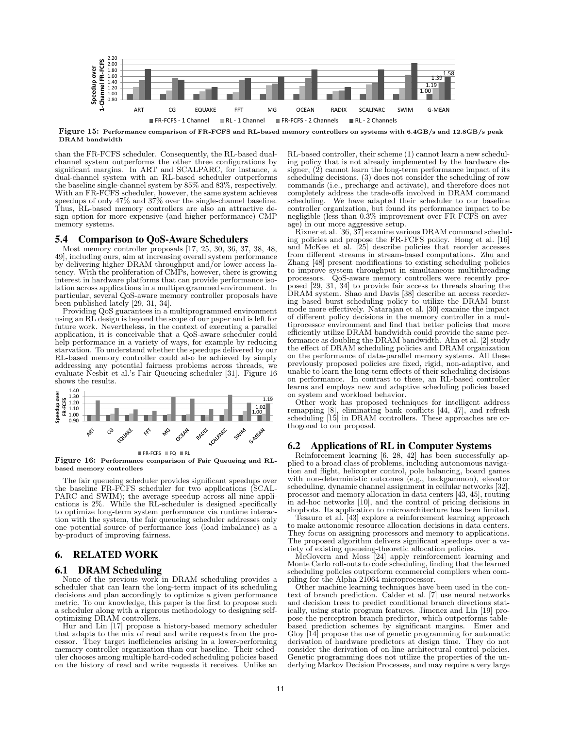Figure 15: Performance comparison of FR-FCFS and RL-based memory controllers on systems with 6.4GB/s and 12.8GB/s peak DRAM bandwidth

than the FR-FCFS scheduler. Consequently, the RL-based dual-channel system outperforms the other three configurations by significant margins. In ART and SCALPARC, for instance, a dual-channel system with an RL-based scheduler outperforms the baseline single-channel system by 85% and 83%, respectively. With an FR-FCFS scheduler, however, the same system achieves speedups of only 47% and 37% over the single-channel baseline. Thus, RL-based memory controllers are also an attractive design option for more expensive (and higher performance) CMP memory systems.

## 5.4 Comparison to QoS-Aware Schedulers

Most memory controller proposals [17, 25, 30, 36, 37, 38, 48, 49], including ours, aim at increasing overall system performance by delivering higher DRAM throughput and/or lower access latency. With the proliferation of CMPs, however, there is growing interest in hardware platforms that can provide performance isolation across applications in a multiprogrammed environment. In particular, several QoS-aware memory controller proposals have been published lately [29, 31, 34].

Providing QoS guarantees in a multiprogrammed environment using an RL design is beyond the scope of our paper and is left for future work. Nevertheless, in the context of executing a parallel application, it is conceivable that a QoS-aware scheduler could help performance in a variety of ways, for example by reducing starvation. To understand whether the speedups delivered by our RL-based memory controller could also be achieved by simply addressing any potential fairness problems across threads, we evaluate Nesbit et al.'s Fair Queueing scheduler [31]. Figure 16 shows the results.

Figure 16: Performance comparison of Fair Queueing and RL-based memory controllers

The fair queueing scheduler provides significant speedups over the baseline FR-FCFS scheduler for two applications (SCALPARC and SWIM); the average speedup across all nine applications is 2%. While the RL-scheduler is designed specifically to optimize long-term system performance via runtime interaction with the system, the fair queueing scheduler addresses only one potential source of performance loss (load imbalance) as a by-product of improving fairness.

# 6. RELATED WORK

## 6.1 DRAM Scheduling

None of the previous work in DRAM scheduling provides a scheduler that can learn the long-term impact of its scheduling decisions and plan accordingly to optimize a given performance metric. To our knowledge, this paper is the first to propose such a scheduler along with a rigorous methodology to designing self-optimizing DRAM controllers.

Hur and Lin [17] propose a history-based memory scheduler that adapts to the mix of read and write requests from the processor. They target inefficiencies arising in a lower-performing memory controller organization than our baseline. Their scheduler chooses among multiple hard-coded scheduling policies based on the history of read and write requests it receives. Unlike an RL-based controller, their scheme (1) cannot learn a new scheduling policy that is not already implemented by the hardware designer, (2) cannot learn the long-term performance impact of its scheduling decisions, (3) does not consider the scheduling of row commands (i.e., precharge and activate), and therefore does not completely address the trade-offs involved in DRAM command scheduling. We have adapted their scheduler to our baseline controller organization, but found its performance impact to be negligible (less than 0.3% improvement over FR-FCFS on average) in our more aggressive setup.

Rixner et al. [36, 37] examine various DRAM command scheduling policies and propose the FR-FCFS policy. Hong et al. [16] and McKee et al. [25] describe policies that reorder accesses from different streams in stream-based computations. Zhu and Zhang [48] present modifications to existing scheduling policies to improve system throughput in simultaneous multithreading processors. QoS-aware memory controllers were recently proposed [29, 31, 34] to provide fair access to threads sharing the DRAM system. Shao and Davis [38] describe an access reordering based burst scheduling policy to utilize the DRAM burst mode more effectively. Natarajan et al. [30] examine the impact of different policy decisions in the memory controller in a multiprocessor environment and find that better policies that more efficiently utilize DRAM bandwidth could provide the same performance as doubling the DRAM bandwidth. Ahn et al. [2] study the effect of DRAM scheduling policies and DRAM organization on the performance of data-parallel memory systems. All these previously proposed policies are fixed, rigid, non-adaptive, and unable to learn the long-term effects of their scheduling decisions on performance. In contrast to these, an RL-based controller learns and employs new and adaptive scheduling policies based on system and workload behavior.

Other work has proposed techniques for intelligent address remapping [8], eliminating bank conflicts [44, 47], and refresh scheduling [15] in DRAM controllers. These approaches are orthogonal to our proposal.

## 6.2 Applications of RL in Computer Systems

Reinforcement learning [6, 28, 42] has been successfully applied to a broad class of problems, including autonomous navigation and flight, helicopter control, pole balancing, board games with non-deterministic outcomes (e.g., backgammon), elevator scheduling, dynamic channel assignment in cellular networks [32], processor and memory allocation in data centers [43, 45], routing in ad-hoc networks [10], and the control of pricing decisions in shopbots. Its application to microarchitecture has been limited.

Tesauro et al. [43] explore a reinforcement learning approach to make autonomic resource allocation decisions in data centers. They focus on assigning processors and memory to applications. The proposed algorithm delivers significant speedups over a variety of existing queueing-theoretic allocation policies.

McGovern and Moss [24] apply reinforcement learning and Monte Carlo roll-outs to code scheduling, finding that the learned scheduling policies outperform commercial compilers when compiling for the Alpha 21064 microprocessor.

Other machine learning techniques have been used in the context of branch prediction. Calder et al. [7] use neural networks and decision trees to predict conditional branch directions statically, using static program features. Jimenez and Lin [19] propose the perceptron branch predictor, which outperforms table-based prediction schemes by significant margins. Emer and Gloy [14] propose the use of genetic programming for automatic derivation of hardware predictors at design time. They do not consider the derivation of on-line architectural control policies. Genetic programming does not utilize the properties of the underlying Markov Decision Processes, and may require a very large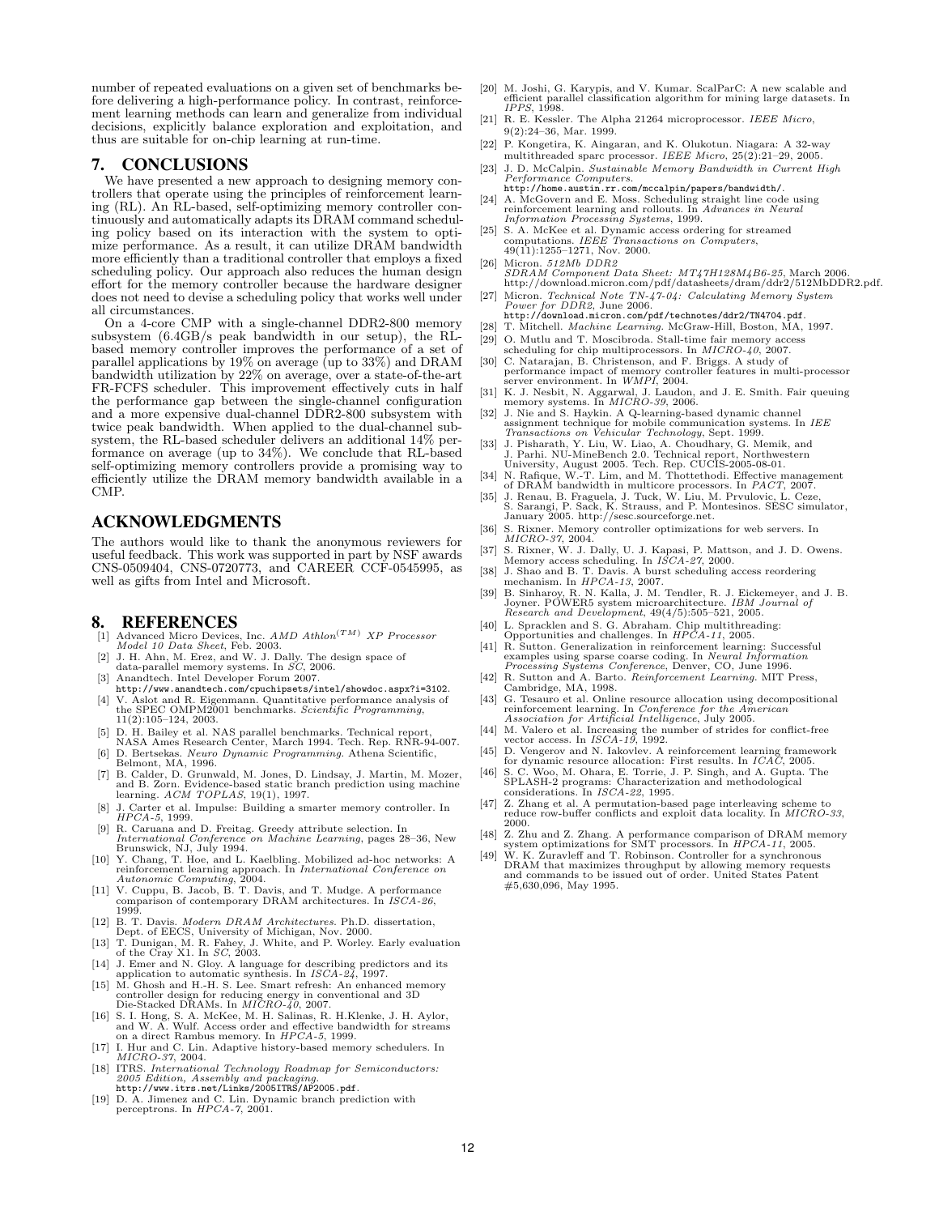number of repeated evaluations on a given set of benchmarks before delivering a high-performance policy. In contrast, reinforcement learning methods can learn and generalize from individual decisions, explicitly balance exploration and exploitation, and thus are suitable for on-chip learning at run-time.

## 7. CONCLUSIONS

We have presented a new approach to designing memory controllers that operate using the principles of reinforcement learning (RL). An RL-based, self-optimizing memory controller continuously and automatically adapts its DRAM command scheduling policy based on its interaction with the system to optimize performance. As a result, it can utilize DRAM bandwidth more efficiently than a traditional controller that employs a fixed scheduling policy. Our approach also reduces the human design effort for the memory controller because the hardware designer does not need to devise a scheduling policy that works well under all circumstances.

On a 4-core CMP with a single-channel DDR2-800 memory subsystem (6.4GB/s peak bandwidth in our setup), the RL-based memory controller improves the performance of a set of parallel applications by 19% on average (up to 33%) and DRAM bandwidth utilization by 22% on average, over a state-of-the-art FR-FCFS scheduler. This improvement effectively cuts in half the performance gap between the single-channel configuration and a more expensive dual-channel DDR2-800 subsystem with twice peak bandwidth. When applied to the dual-channel subsystem, the RL-based scheduler delivers an additional 14% performance on average (up to 34%). We conclude that RL-based self-optimizing memory controllers provide a promising way to efficiently utilize the DRAM memory bandwidth available in a CMP.

## ACKNOWLEDGMENTS

The authors would like to thank the anonymous reviewers for useful feedback. This work was supported in part by NSF awards CNS-0509404, CNS-0720773, and CAREER CCF-0545995, as well as gifts from Intel and Microsoft.

## 8. REFERENCES

[1] Advanced Micro Devices, Inc. *AMD Athlon$^{(TM)}$ XP Processor Model 10 Data Sheet*, Feb. 2003.

[2] J. H. Ahn, M. Erez, and W. J. Dally. The design space of data-parallel memory systems. In *SC*, 2006.

[3] Anandtech. Intel Developer Forum 2007. http://www.anandtech.com/cpuchipsets/intel/showdoc.aspx?i=3102.

[4] V. Aslot and R. Eigenmann. Quantitative performance analysis of the SPEC OMPM2001 benchmarks. *Scientific Programming*, 11(2):105–124, 2003.

[5] D. H. Bailey et al. NAS parallel benchmarks. Technical report, NASA Ames Research Center, March 1994. Tech. Rep. RNR-94-007.

[6] D. Bertsekas. *Neuro Dynamic Programming*. Athena Scientific, Belmont, MA, 1996.

[7] B. Calder, D. Grunwald, M. Jones, D. Lindsay, J. Martin, M. Mozer, and B. Zorn. Evidence-based static branch prediction using machine learning. *ACM TOPLAS*, 19(1), 1997.

[8] J. Carter et al. Impulse: Building a smarter memory controller. In *HPCA-5*, 1999.

[9] R. Caruana and D. Freitag. Greedy attribute selection. In *International Conference on Machine Learning*, pages 28–36, New Brunswick, NJ, July 1994.

[10] Y. Chang, T. Hoe, and L. Kaelbling. Mobilized ad-hoc networks: A reinforcement learning approach. In *International Conference on Autonomic Computing*, 2004.

[11] V. Cuppu, B. Jacob, B. T. Davis, and T. Mudge. A performance comparison of contemporary DRAM architectures. In *ISCA-26*, 1999.

[12] B. T. Davis. *Modern DRAM Architectures*. Ph.D. dissertation, Dept. of EECS, University of Michigan, Nov. 2000.

[13] T. Dunigan, M. R. Fahey, J. White, and P. Worley. Early evaluation of the Cray X1. In *SC*, 2003.

[14] J. Emer and N. Gloy. A language for describing predictors and its application to automatic synthesis. In *ISCA-24*, 1997.

[15] M. Ghosh and H.-H. S. Lee. Smart refresh: An enhanced memory controller design for reducing energy in conventional and 3D Die-Stacked DRAMs. In *MICRO-40*, 2007.

[16] S. I. Hong, S. A. McKee, M. H. Salinas, R. H.Klenke, J. H. Aylor, and W. A. Wulf. Access order and effective bandwidth for streams on a direct Rambus memory. In *HPCA-5*, 1999.

[17] I. Hur and C. Lin. Adaptive history-based memory schedulers. In *MICRO-37*, 2004.

[18] ITRS. *International Technology Roadmap for Semiconductors: 2005 Edition, Assembly and packaging.* http://www.itrs.net/Links/2005ITRS/AP2005.pdf.

[19] D. A. Jimenez and C. Lin. Dynamic branch prediction with perceptrons. In *HPCA-7*, 2001.

[20] M. Joshi, G. Karypis, and V. Kumar. ScalParC: A new scalable and efficient parallel classification algorithm for mining large datasets. In *IPPS*, 1998.

[21] R. E. Kessler. The Alpha 21264 microprocessor. *IEEE Micro*, 9(2):24–36, Mar. 1999.

[22] P. Kongetira, K. Aingaran, and K. Olukotun. Niagara: A 32-way multithreaded sparc processor. *IEEE Micro*, 25(2):21–29, 2005.

[23] J. D. McCalpin. *Sustainable Memory Bandwidth in Current High Performance Computers.* http://home.austin.rr.com/mccalpin/papers/bandwidth/.

[24] A. McGovern and E. Moss. Scheduling straight line code using reinforcement learning and rollouts. In *Advances in Neural Information Processing Systems*, 1999.

[25] S. A. McKee et al. Dynamic access ordering for streamed computations. *IEEE Transactions on Computers*, 49(11):1255–1271, Nov. 2000.

[26] Micron. *512Mb DDR2 SDRAM Component Data Sheet: MT47H128M4B6-25*, March 2006. http://download.micron.com/pdf/datasheets/dram/ddr2/512MbDDR2.pdf.

[27] Micron. *Technical Note TN-47-04: Calculating Memory System Power for DDR2*, June 2006. http://download.micron.com/pdf/technotes/ddr2/TN4704.pdf.

[28] T. Mitchell. *Machine Learning*. McGraw-Hill, Boston, MA, 1997.

[29] O. Mutlu and T. Moscibroda. Stall-time fair memory access scheduling for chip multiprocessors. In *MICRO-40*, 2007.

[30] C. Natarajan, B. Christenson, and F. Briggs. A study of performance impact of memory controller features in multi-processor server environment. In *WMPI*, 2004.

[31] K. J. Nesbit, N. Aggarwal, J. Laudon, and J. E. Smith. Fair queuing memory systems. In *MICRO-39*, 2006.

[32] J. Nie and S. Haykin. A Q-learning-based dynamic channel assignment technique for mobile communication systems. In *IEE Transactions on Vehicular Technology*, Sept. 1999.

[33] J. Pisharath, Y. Liu, W. Liao, A. Choudhary, G. Memik, and J. Parhi. NU-MineBench 2.0. Technical report, Northwestern University, August 2005. Tech. Rep. CUCIS-2005-08-01.

[34] N. Rafique, W.-T. Lim, and M. Thottethodi. Effective management of DRAM bandwidth in multicore processors. In *PACT*, 2007.

[35] J. Renau, B. Fraguela, J. Tuck, W. Liu, M. Prvulovic, L. Ceze, S. Sarangi, P. Sack, K. Strauss, and P. Montesinos. SESC simulator, January 2005. http://sesc.sourceforge.net.

[36] S. Rixner. Memory controller optimizations for web servers. In *MICRO-37*, 2004.

[37] S. Rixner, W. J. Dally, U. J. Kapasi, P. Mattson, and J. D. Owens. Memory access scheduling. In *ISCA-27*, 2000.

[38] J. Shao and B. T. Davis. A burst scheduling access reordering mechanism. In *HPCA-13*, 2007.

[39] B. Sinharoy, R. N. Kalla, J. M. Tendler, R. J. Eickemeyer, and J. B. Joyner. POWER5 system microarchitecture. *IBM Journal of Research and Development*, 49(4/5):505–521, 2005.

[40] L. Spracklen and S. G. Abraham. Chip multithreading: Opportunities and challenges. In *HPCA-11*, 2005.

[41] R. Sutton. Generalization in reinforcement learning: Successful examples using sparse coarse coding. In *Neural Information Processing Systems Conference*, Denver, CO, June 1996.

[42] R. Sutton and A. Barto. *Reinforcement Learning*. MIT Press, Cambridge, MA, 1998.

[43] G. Tesauro et al. Online resource allocation using decompositional reinforcement learning. In *Conference for the American Association for Artificial Intelligence*, July 2005.

[44] M. Valero et al. Increasing the number of strides for conflict-free vector access. In *ISCA-19*, 1992.

[45] D. Vengerov and N. Iakovlev. A reinforcement learning framework for dynamic resource allocation: First results. In *ICAC*, 2005.

[46] S. C. Woo, M. Ohara, E. Torrie, J. P. Singh, and A. Gupta. The SPLASH-2 programs: Characterization and methodological considerations. In *ISCA-22*, 1995.

[47] Z. Zhang et al. A permutation-based page interleaving scheme to reduce row-buffer conflicts and exploit data locality. In *MICRO-33*, 2000.

[48] Z. Zhu and Z. Zhang. A performance comparison of DRAM memory system optimizations for SMT processors. In *HPCA-11*, 2005.

[49] W. K. Zuravleff and T. Robinson. Controller for a synchronous DRAM that maximizes throughput by allowing memory requests and commands to be issued out of order. United States Patent #5,630,096, May 1995.